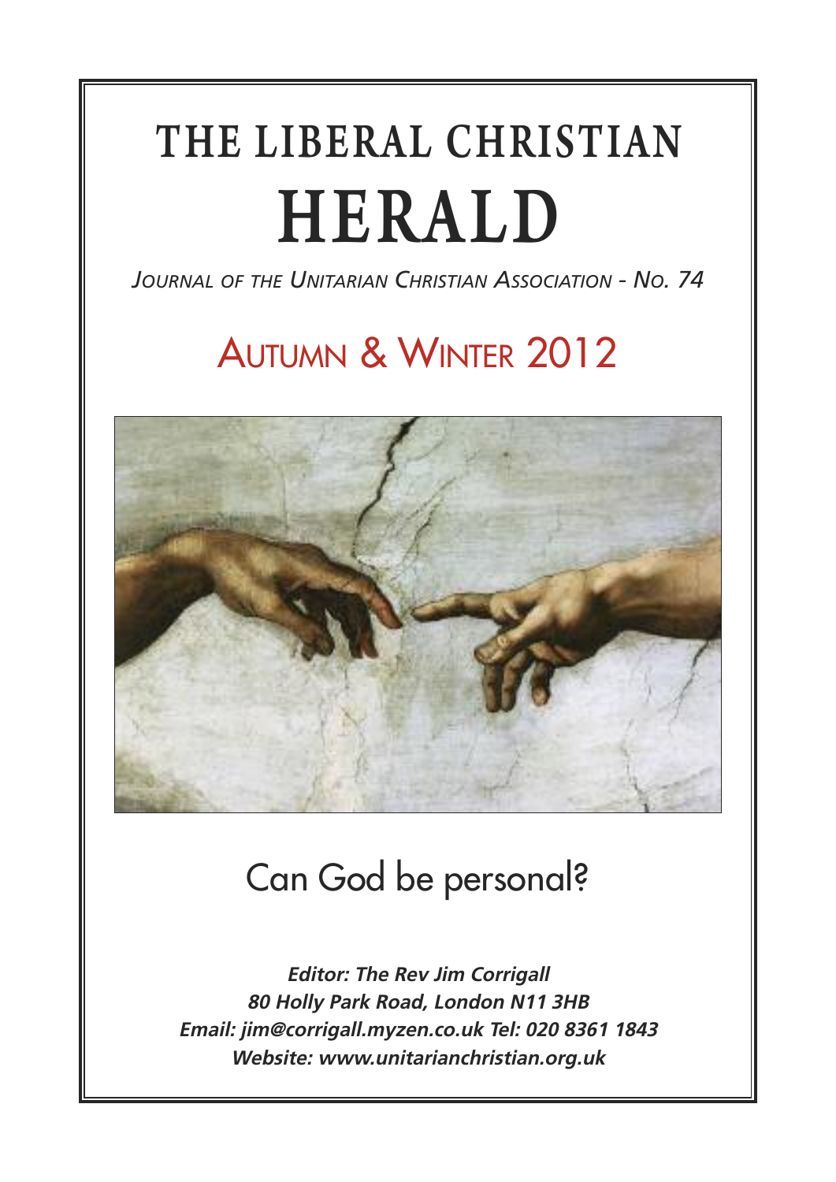# THE LIBERAL CHRISTIAN HERALD

*JOURNAL OF THE UNITARIAN CHRISTIAN ASSOCIATION - NO. 74*

## AUTUMN & WINTER 2012

## Can God be personal?

***Editor: The Rev Jim Corrigall***
***80 Holly Park Road, London N11 3HB***
***Email: jim@corrigall.myzen.co.uk Tel: 020 8361 1843***
***Website: www.unitarianchristian.org.uk***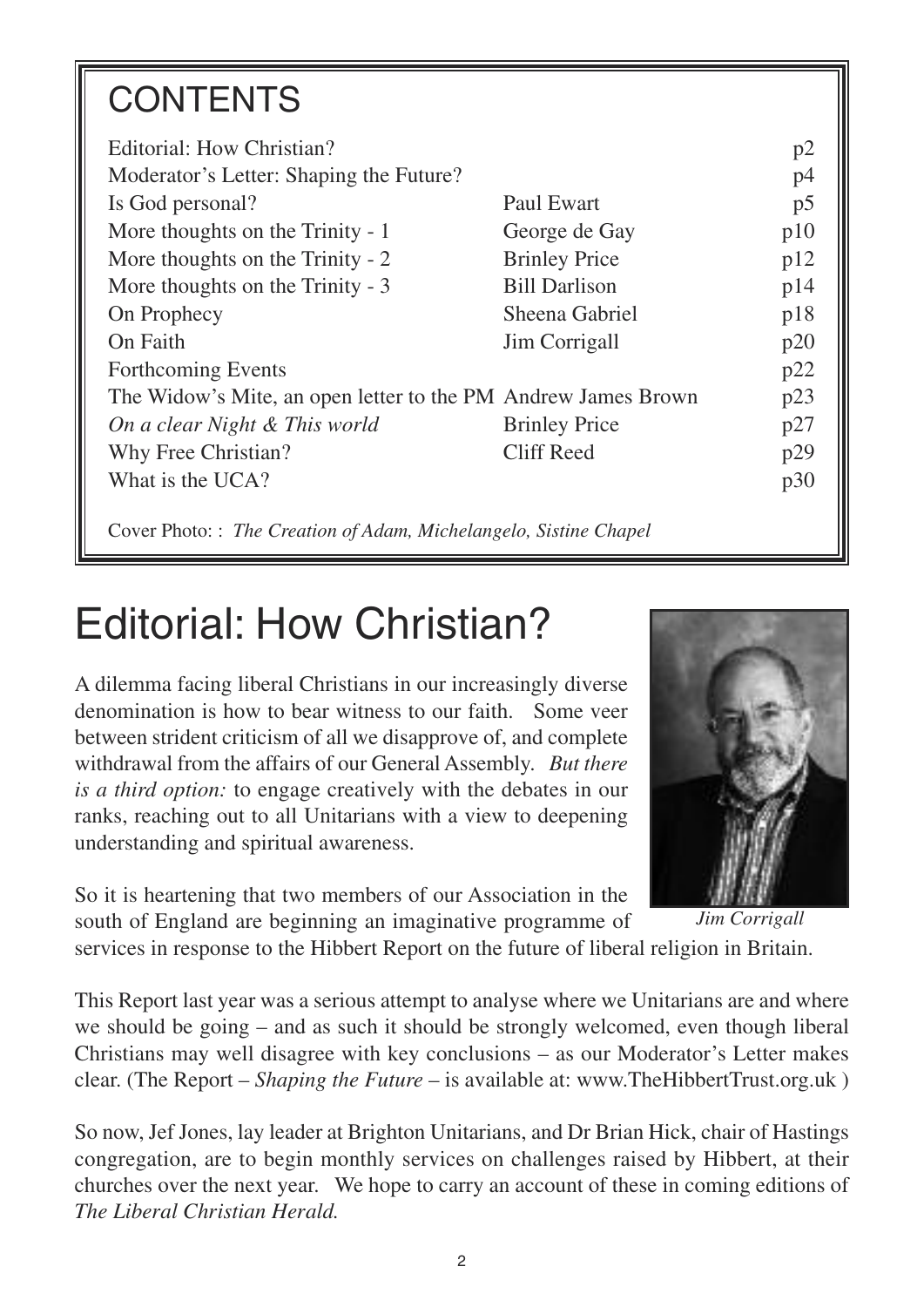# CONTENTS

| | | |
|---|---|---|
| Editorial: How Christian? | | p2 |
| Moderator's Letter: Shaping the Future? | | p4 |
| Is God personal? | Paul Ewart | p5 |
| More thoughts on the Trinity - 1 | George de Gay | p10 |
| More thoughts on the Trinity - 2 | Brinley Price | p12 |
| More thoughts on the Trinity - 3 | Bill Darlison | p14 |
| On Prophecy | Sheena Gabriel | p18 |
| On Faith | Jim Corrigall | p20 |
| Forthcoming Events | | p22 |
| The Widow's Mite, an open letter to the PM | Andrew James Brown | p23 |
| *On a clear Night & This world* | Brinley Price | p27 |
| Why Free Christian? | Cliff Reed | p29 |
| What is the UCA? | | p30 |

Cover Photo: : *The Creation of Adam, Michelangelo, Sistine Chapel*

# Editorial: How Christian?

A dilemma facing liberal Christians in our increasingly diverse denomination is how to bear witness to our faith. Some veer between strident criticism of all we disapprove of, and complete withdrawal from the affairs of our General Assembly. *But there is a third option:* to engage creatively with the debates in our ranks, reaching out to all Unitarians with a view to deepening understanding and spiritual awareness.

*Jim Corrigall*

So it is heartening that two members of our Association in the south of England are beginning an imaginative programme of services in response to the Hibbert Report on the future of liberal religion in Britain.

This Report last year was a serious attempt to analyse where we Unitarians are and where we should be going – and as such it should be strongly welcomed, even though liberal Christians may well disagree with key conclusions – as our Moderator's Letter makes clear. (The Report – *Shaping the Future* – is available at: www.TheHibbertTrust.org.uk )

So now, Jef Jones, lay leader at Brighton Unitarians, and Dr Brian Hick, chair of Hastings congregation, are to begin monthly services on challenges raised by Hibbert, at their churches over the next year. We hope to carry an account of these in coming editions of *The Liberal Christian Herald.*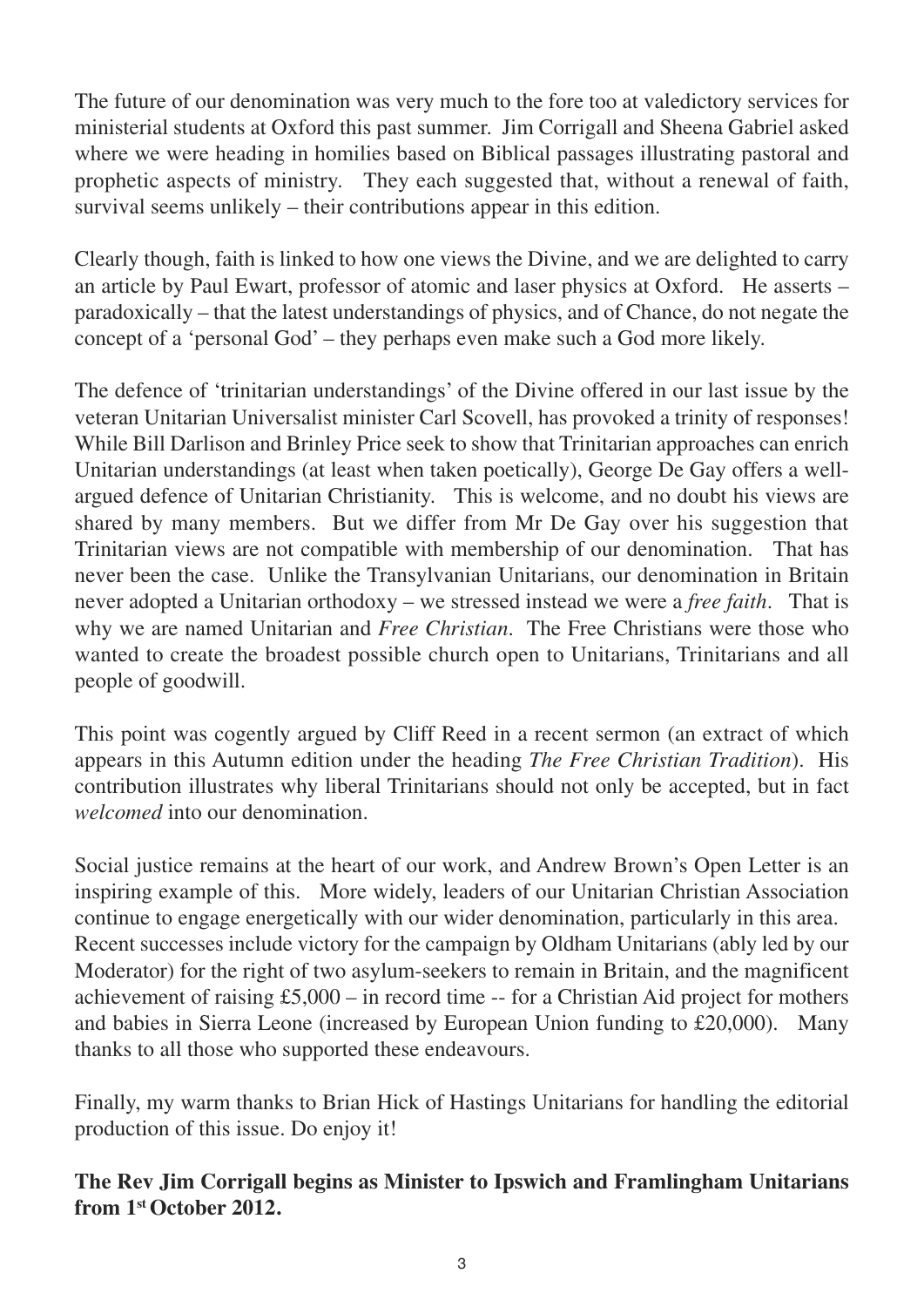The future of our denomination was very much to the fore too at valedictory services for ministerial students at Oxford this past summer. Jim Corrigall and Sheena Gabriel asked where we were heading in homilies based on Biblical passages illustrating pastoral and prophetic aspects of ministry. They each suggested that, without a renewal of faith, survival seems unlikely – their contributions appear in this edition.

Clearly though, faith is linked to how one views the Divine, and we are delighted to carry an article by Paul Ewart, professor of atomic and laser physics at Oxford. He asserts – paradoxically – that the latest understandings of physics, and of Chance, do not negate the concept of a 'personal God' – they perhaps even make such a God more likely.

The defence of 'trinitarian understandings' of the Divine offered in our last issue by the veteran Unitarian Universalist minister Carl Scovell, has provoked a trinity of responses! While Bill Darlison and Brinley Price seek to show that Trinitarian approaches can enrich Unitarian understandings (at least when taken poetically), George De Gay offers a well-argued defence of Unitarian Christianity. This is welcome, and no doubt his views are shared by many members. But we differ from Mr De Gay over his suggestion that Trinitarian views are not compatible with membership of our denomination. That has never been the case. Unlike the Transylvanian Unitarians, our denomination in Britain never adopted a Unitarian orthodoxy – we stressed instead we were a *free faith*. That is why we are named Unitarian and *Free Christian*. The Free Christians were those who wanted to create the broadest possible church open to Unitarians, Trinitarians and all people of goodwill.

This point was cogently argued by Cliff Reed in a recent sermon (an extract of which appears in this Autumn edition under the heading *The Free Christian Tradition*). His contribution illustrates why liberal Trinitarians should not only be accepted, but in fact *welcomed* into our denomination.

Social justice remains at the heart of our work, and Andrew Brown's Open Letter is an inspiring example of this. More widely, leaders of our Unitarian Christian Association continue to engage energetically with our wider denomination, particularly in this area. Recent successes include victory for the campaign by Oldham Unitarians (ably led by our Moderator) for the right of two asylum-seekers to remain in Britain, and the magnificent achievement of raising £5,000 – in record time -- for a Christian Aid project for mothers and babies in Sierra Leone (increased by European Union funding to £20,000). Many thanks to all those who supported these endeavours.

Finally, my warm thanks to Brian Hick of Hastings Unitarians for handling the editorial production of this issue. Do enjoy it!

**The Rev Jim Corrigall begins as Minister to Ipswich and Framlingham Unitarians from 1st October 2012.**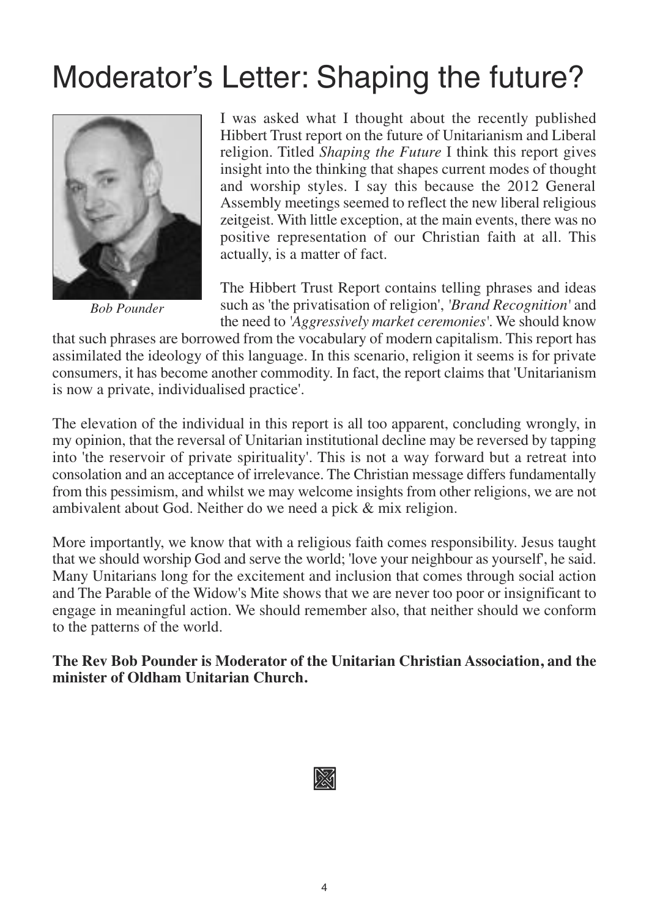# Moderator's Letter: Shaping the future?

*Bob Pounder*

I was asked what I thought about the recently published Hibbert Trust report on the future of Unitarianism and Liberal religion. Titled *Shaping the Future* I think this report gives insight into the thinking that shapes current modes of thought and worship styles. I say this because the 2012 General Assembly meetings seemed to reflect the new liberal religious zeitgeist. With little exception, at the main events, there was no positive representation of our Christian faith at all. This actually, is a matter of fact.

The Hibbert Trust Report contains telling phrases and ideas such as 'the privatisation of religion', '*Brand Recognition*' and the need to '*Aggressively market ceremonies*'. We should know that such phrases are borrowed from the vocabulary of modern capitalism. This report has assimilated the ideology of this language. In this scenario, religion it seems is for private consumers, it has become another commodity. In fact, the report claims that 'Unitarianism is now a private, individualised practice'.

The elevation of the individual in this report is all too apparent, concluding wrongly, in my opinion, that the reversal of Unitarian institutional decline may be reversed by tapping into 'the reservoir of private spirituality'. This is not a way forward but a retreat into consolation and an acceptance of irrelevance. The Christian message differs fundamentally from this pessimism, and whilst we may welcome insights from other religions, we are not ambivalent about God. Neither do we need a pick & mix religion.

More importantly, we know that with a religious faith comes responsibility. Jesus taught that we should worship God and serve the world; 'love your neighbour as yourself', he said. Many Unitarians long for the excitement and inclusion that comes through social action and The Parable of the Widow's Mite shows that we are never too poor or insignificant to engage in meaningful action. We should remember also, that neither should we conform to the patterns of the world.

**The Rev Bob Pounder is Moderator of the Unitarian Christian Association, and the minister of Oldham Unitarian Church.**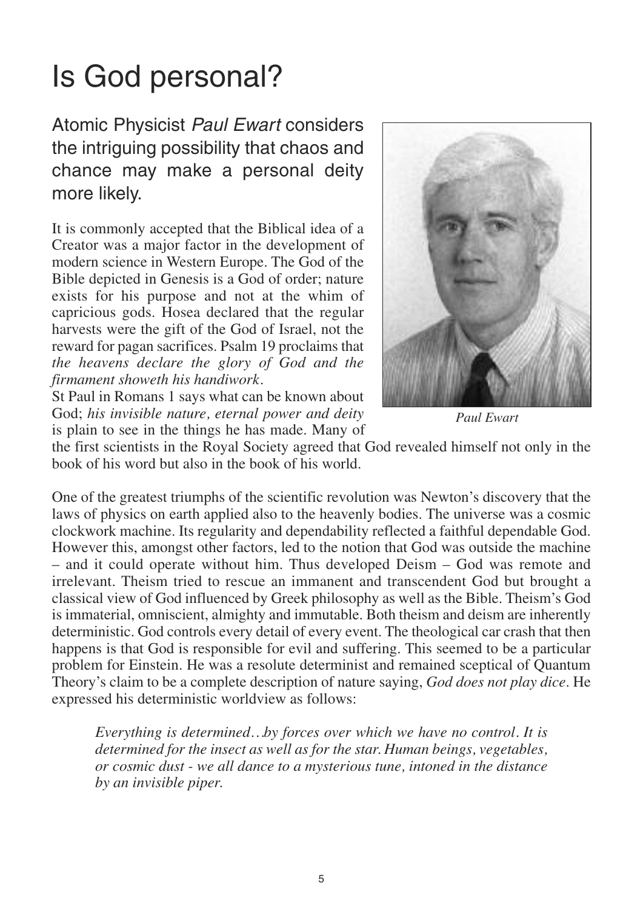# Is God personal?

## Atomic Physicist *Paul Ewart* considers the intriguing possibility that chaos and chance may make a personal deity more likely.

It is commonly accepted that the Biblical idea of a Creator was a major factor in the development of modern science in Western Europe. The God of the Bible depicted in Genesis is a God of order; nature exists for his purpose and not at the whim of capricious gods. Hosea declared that the regular harvests were the gift of the God of Israel, not the reward for pagan sacrifices. Psalm 19 proclaims that *the heavens declare the glory of God and the firmament showeth his handiwork*.

St Paul in Romans 1 says what can be known about God; *his invisible nature, eternal power and deity* is plain to see in the things he has made. Many of the first scientists in the Royal Society agreed that God revealed himself not only in the book of his word but also in the book of his world.

*Paul Ewart*

One of the greatest triumphs of the scientific revolution was Newton's discovery that the laws of physics on earth applied also to the heavenly bodies. The universe was a cosmic clockwork machine. Its regularity and dependability reflected a faithful dependable God. However this, amongst other factors, led to the notion that God was outside the machine – and it could operate without him. Thus developed Deism – God was remote and irrelevant. Theism tried to rescue an immanent and transcendent God but brought a classical view of God influenced by Greek philosophy as well as the Bible. Theism's God is immaterial, omniscient, almighty and immutable. Both theism and deism are inherently deterministic. God controls every detail of every event. The theological car crash that then happens is that God is responsible for evil and suffering. This seemed to be a particular problem for Einstein. He was a resolute determinist and remained sceptical of Quantum Theory's claim to be a complete description of nature saying, *God does not play dice*. He expressed his deterministic worldview as follows:

> *Everything is determined…by forces over which we have no control. It is determined for the insect as well as for the star. Human beings, vegetables, or cosmic dust - we all dance to a mysterious tune, intoned in the distance by an invisible piper.*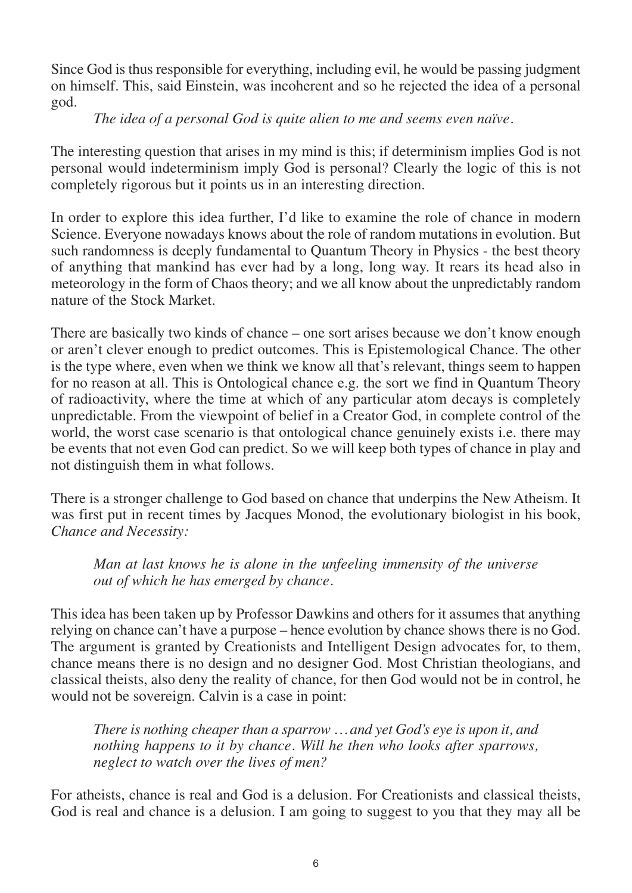Since God is thus responsible for everything, including evil, he would be passing judgment on himself. This, said Einstein, was incoherent and so he rejected the idea of a personal god.

*The idea of a personal God is quite alien to me and seems even naïve.*

The interesting question that arises in my mind is this; if determinism implies God is not personal would indeterminism imply God is personal? Clearly the logic of this is not completely rigorous but it points us in an interesting direction.

In order to explore this idea further, I'd like to examine the role of chance in modern Science. Everyone nowadays knows about the role of random mutations in evolution. But such randomness is deeply fundamental to Quantum Theory in Physics - the best theory of anything that mankind has ever had by a long, long way. It rears its head also in meteorology in the form of Chaos theory; and we all know about the unpredictably random nature of the Stock Market.

There are basically two kinds of chance – one sort arises because we don't know enough or aren't clever enough to predict outcomes. This is Epistemological Chance. The other is the type where, even when we think we know all that's relevant, things seem to happen for no reason at all. This is Ontological chance e.g. the sort we find in Quantum Theory of radioactivity, where the time at which of any particular atom decays is completely unpredictable. From the viewpoint of belief in a Creator God, in complete control of the world, the worst case scenario is that ontological chance genuinely exists i.e. there may be events that not even God can predict. So we will keep both types of chance in play and not distinguish them in what follows.

There is a stronger challenge to God based on chance that underpins the New Atheism. It was first put in recent times by Jacques Monod, the evolutionary biologist in his book, *Chance and Necessity:*

> *Man at last knows he is alone in the unfeeling immensity of the universe out of which he has emerged by chance.*

This idea has been taken up by Professor Dawkins and others for it assumes that anything relying on chance can't have a purpose – hence evolution by chance shows there is no God. The argument is granted by Creationists and Intelligent Design advocates for, to them, chance means there is no design and no designer God. Most Christian theologians, and classical theists, also deny the reality of chance, for then God would not be in control, he would not be sovereign. Calvin is a case in point:

> *There is nothing cheaper than a sparrow … and yet God's eye is upon it, and nothing happens to it by chance. Will he then who looks after sparrows, neglect to watch over the lives of men?*

For atheists, chance is real and God is a delusion. For Creationists and classical theists, God is real and chance is a delusion. I am going to suggest to you that they may all be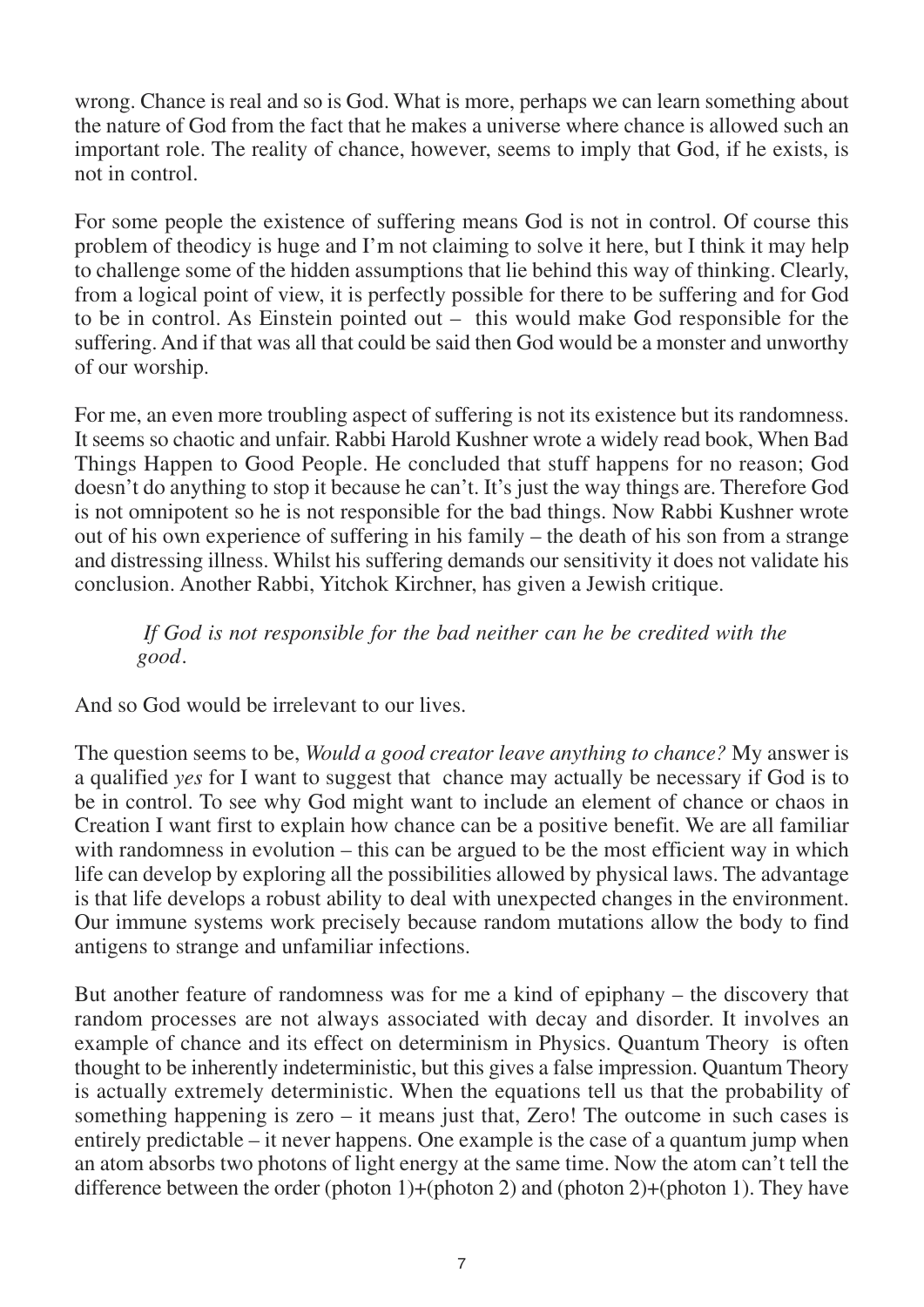wrong. Chance is real and so is God. What is more, perhaps we can learn something about the nature of God from the fact that he makes a universe where chance is allowed such an important role. The reality of chance, however, seems to imply that God, if he exists, is not in control.

For some people the existence of suffering means God is not in control. Of course this problem of theodicy is huge and I'm not claiming to solve it here, but I think it may help to challenge some of the hidden assumptions that lie behind this way of thinking. Clearly, from a logical point of view, it is perfectly possible for there to be suffering and for God to be in control. As Einstein pointed out – this would make God responsible for the suffering. And if that was all that could be said then God would be a monster and unworthy of our worship.

For me, an even more troubling aspect of suffering is not its existence but its randomness. It seems so chaotic and unfair. Rabbi Harold Kushner wrote a widely read book, When Bad Things Happen to Good People. He concluded that stuff happens for no reason; God doesn't do anything to stop it because he can't. It's just the way things are. Therefore God is not omnipotent so he is not responsible for the bad things. Now Rabbi Kushner wrote out of his own experience of suffering in his family – the death of his son from a strange and distressing illness. Whilst his suffering demands our sensitivity it does not validate his conclusion. Another Rabbi, Yitchok Kirchner, has given a Jewish critique.

> *If God is not responsible for the bad neither can he be credited with the good*.

And so God would be irrelevant to our lives.

The question seems to be, *Would a good creator leave anything to chance?* My answer is a qualified *yes* for I want to suggest that chance may actually be necessary if God is to be in control. To see why God might want to include an element of chance or chaos in Creation I want first to explain how chance can be a positive benefit. We are all familiar with randomness in evolution – this can be argued to be the most efficient way in which life can develop by exploring all the possibilities allowed by physical laws. The advantage is that life develops a robust ability to deal with unexpected changes in the environment. Our immune systems work precisely because random mutations allow the body to find antigens to strange and unfamiliar infections.

But another feature of randomness was for me a kind of epiphany – the discovery that random processes are not always associated with decay and disorder. It involves an example of chance and its effect on determinism in Physics. Quantum Theory is often thought to be inherently indeterministic, but this gives a false impression. Quantum Theory is actually extremely deterministic. When the equations tell us that the probability of something happening is zero – it means just that, Zero! The outcome in such cases is entirely predictable – it never happens. One example is the case of a quantum jump when an atom absorbs two photons of light energy at the same time. Now the atom can't tell the difference between the order (photon 1)+(photon 2) and (photon 2)+(photon 1). They have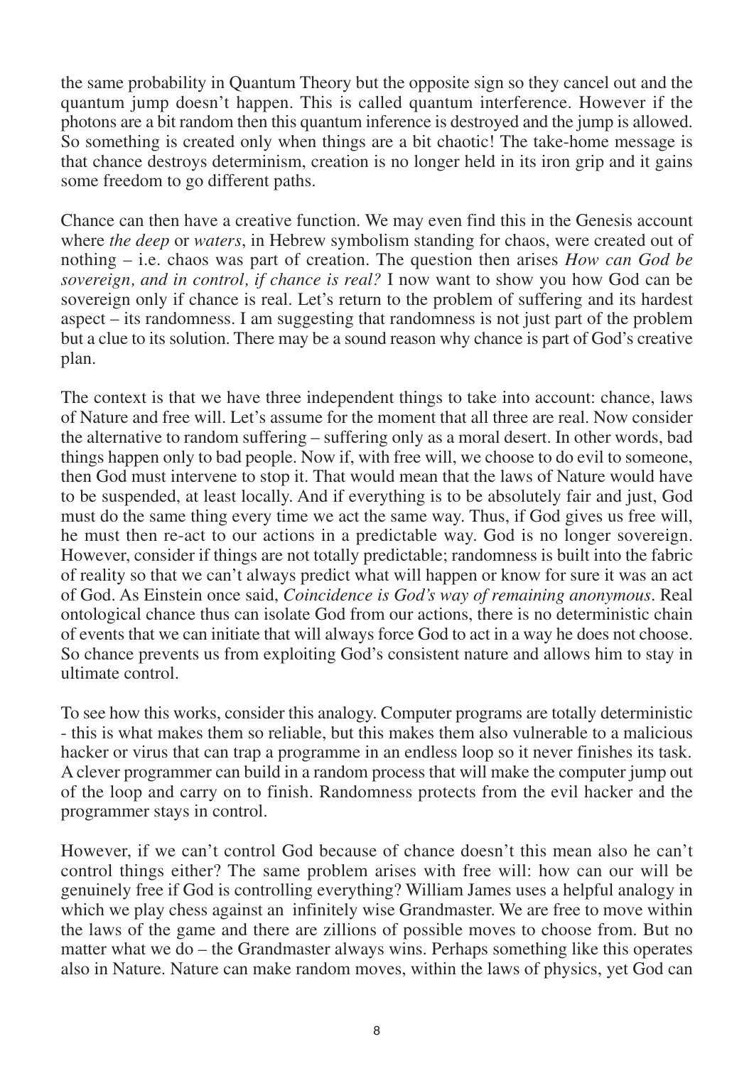the same probability in Quantum Theory but the opposite sign so they cancel out and the quantum jump doesn't happen. This is called quantum interference. However if the photons are a bit random then this quantum inference is destroyed and the jump is allowed. So something is created only when things are a bit chaotic! The take-home message is that chance destroys determinism, creation is no longer held in its iron grip and it gains some freedom to go different paths.

Chance can then have a creative function. We may even find this in the Genesis account where *the deep* or *waters*, in Hebrew symbolism standing for chaos, were created out of nothing – i.e. chaos was part of creation. The question then arises *How can God be sovereign, and in control, if chance is real?* I now want to show you how God can be sovereign only if chance is real. Let's return to the problem of suffering and its hardest aspect – its randomness. I am suggesting that randomness is not just part of the problem but a clue to its solution. There may be a sound reason why chance is part of God's creative plan.

The context is that we have three independent things to take into account: chance, laws of Nature and free will. Let's assume for the moment that all three are real. Now consider the alternative to random suffering – suffering only as a moral desert. In other words, bad things happen only to bad people. Now if, with free will, we choose to do evil to someone, then God must intervene to stop it. That would mean that the laws of Nature would have to be suspended, at least locally. And if everything is to be absolutely fair and just, God must do the same thing every time we act the same way. Thus, if God gives us free will, he must then re-act to our actions in a predictable way. God is no longer sovereign. However, consider if things are not totally predictable; randomness is built into the fabric of reality so that we can't always predict what will happen or know for sure it was an act of God. As Einstein once said, *Coincidence is God's way of remaining anonymous*. Real ontological chance thus can isolate God from our actions, there is no deterministic chain of events that we can initiate that will always force God to act in a way he does not choose. So chance prevents us from exploiting God's consistent nature and allows him to stay in ultimate control.

To see how this works, consider this analogy. Computer programs are totally deterministic - this is what makes them so reliable, but this makes them also vulnerable to a malicious hacker or virus that can trap a programme in an endless loop so it never finishes its task. A clever programmer can build in a random process that will make the computer jump out of the loop and carry on to finish. Randomness protects from the evil hacker and the programmer stays in control.

However, if we can't control God because of chance doesn't this mean also he can't control things either? The same problem arises with free will: how can our will be genuinely free if God is controlling everything? William James uses a helpful analogy in which we play chess against an infinitely wise Grandmaster. We are free to move within the laws of the game and there are zillions of possible moves to choose from. But no matter what we do – the Grandmaster always wins. Perhaps something like this operates also in Nature. Nature can make random moves, within the laws of physics, yet God can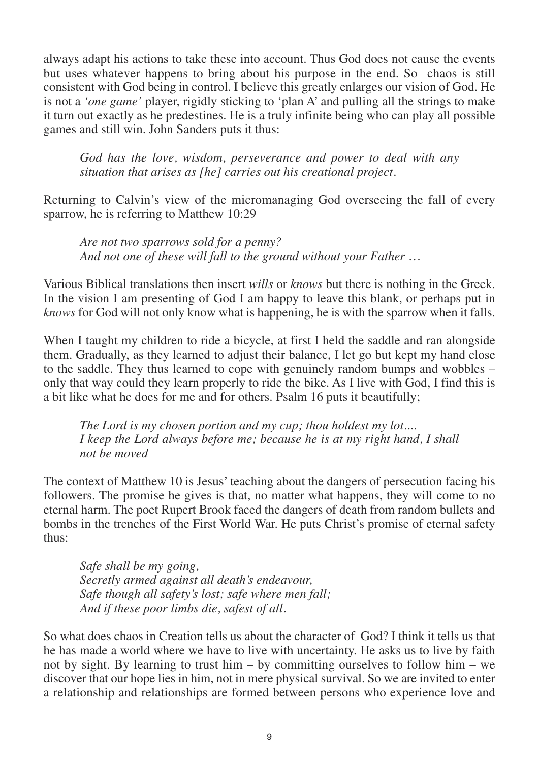always adapt his actions to take these into account. Thus God does not cause the events but uses whatever happens to bring about his purpose in the end. So chaos is still consistent with God being in control. I believe this greatly enlarges our vision of God. He is not a *'one game'* player, rigidly sticking to 'plan A' and pulling all the strings to make it turn out exactly as he predestines. He is a truly infinite being who can play all possible games and still win. John Sanders puts it thus:

> *God has the love, wisdom, perseverance and power to deal with any situation that arises as [he] carries out his creational project.*

Returning to Calvin's view of the micromanaging God overseeing the fall of every sparrow, he is referring to Matthew 10:29

> *Are not two sparrows sold for a penny?*
> *And not one of these will fall to the ground without your Father …*

Various Biblical translations then insert *wills* or *knows* but there is nothing in the Greek. In the vision I am presenting of God I am happy to leave this blank, or perhaps put in *knows* for God will not only know what is happening, he is with the sparrow when it falls.

When I taught my children to ride a bicycle, at first I held the saddle and ran alongside them. Gradually, as they learned to adjust their balance, I let go but kept my hand close to the saddle. They thus learned to cope with genuinely random bumps and wobbles – only that way could they learn properly to ride the bike. As I live with God, I find this is a bit like what he does for me and for others. Psalm 16 puts it beautifully;

> *The Lord is my chosen portion and my cup; thou holdest my lot....*
> *I keep the Lord always before me; because he is at my right hand, I shall not be moved*

The context of Matthew 10 is Jesus' teaching about the dangers of persecution facing his followers. The promise he gives is that, no matter what happens, they will come to no eternal harm. The poet Rupert Brook faced the dangers of death from random bullets and bombs in the trenches of the First World War. He puts Christ's promise of eternal safety thus:

> *Safe shall be my going,*
> *Secretly armed against all death's endeavour,*
> *Safe though all safety's lost; safe where men fall;*
> *And if these poor limbs die, safest of all.*

So what does chaos in Creation tells us about the character of God? I think it tells us that he has made a world where we have to live with uncertainty. He asks us to live by faith not by sight. By learning to trust him – by committing ourselves to follow him – we discover that our hope lies in him, not in mere physical survival. So we are invited to enter a relationship and relationships are formed between persons who experience love and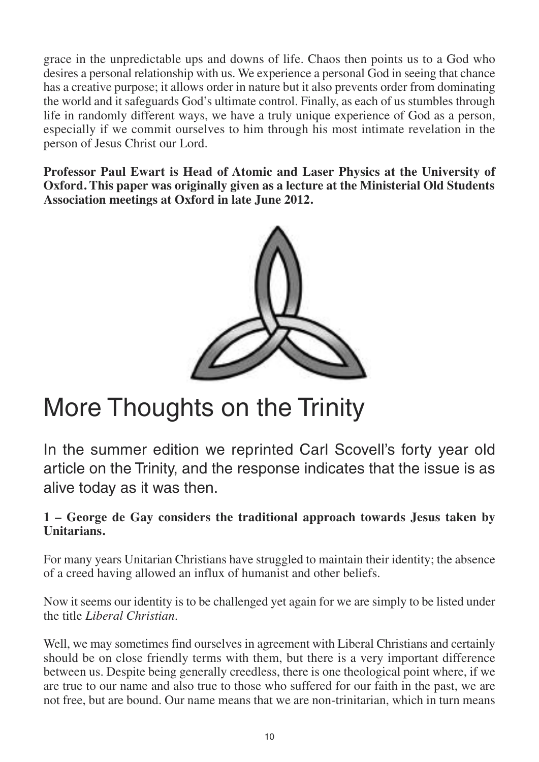grace in the unpredictable ups and downs of life. Chaos then points us to a God who desires a personal relationship with us. We experience a personal God in seeing that chance has a creative purpose; it allows order in nature but it also prevents order from dominating the world and it safeguards God's ultimate control. Finally, as each of us stumbles through life in randomly different ways, we have a truly unique experience of God as a person, especially if we commit ourselves to him through his most intimate revelation in the person of Jesus Christ our Lord.

**Professor Paul Ewart is Head of Atomic and Laser Physics at the University of Oxford. This paper was originally given as a lecture at the Ministerial Old Students Association meetings at Oxford in late June 2012.**

# More Thoughts on the Trinity

In the summer edition we reprinted Carl Scovell's forty year old article on the Trinity, and the response indicates that the issue is as alive today as it was then.

**1 – George de Gay considers the traditional approach towards Jesus taken by Unitarians.**

For many years Unitarian Christians have struggled to maintain their identity; the absence of a creed having allowed an influx of humanist and other beliefs.

Now it seems our identity is to be challenged yet again for we are simply to be listed under the title *Liberal Christian*.

Well, we may sometimes find ourselves in agreement with Liberal Christians and certainly should be on close friendly terms with them, but there is a very important difference between us. Despite being generally creedless, there is one theological point where, if we are true to our name and also true to those who suffered for our faith in the past, we are not free, but are bound. Our name means that we are non-trinitarian, which in turn means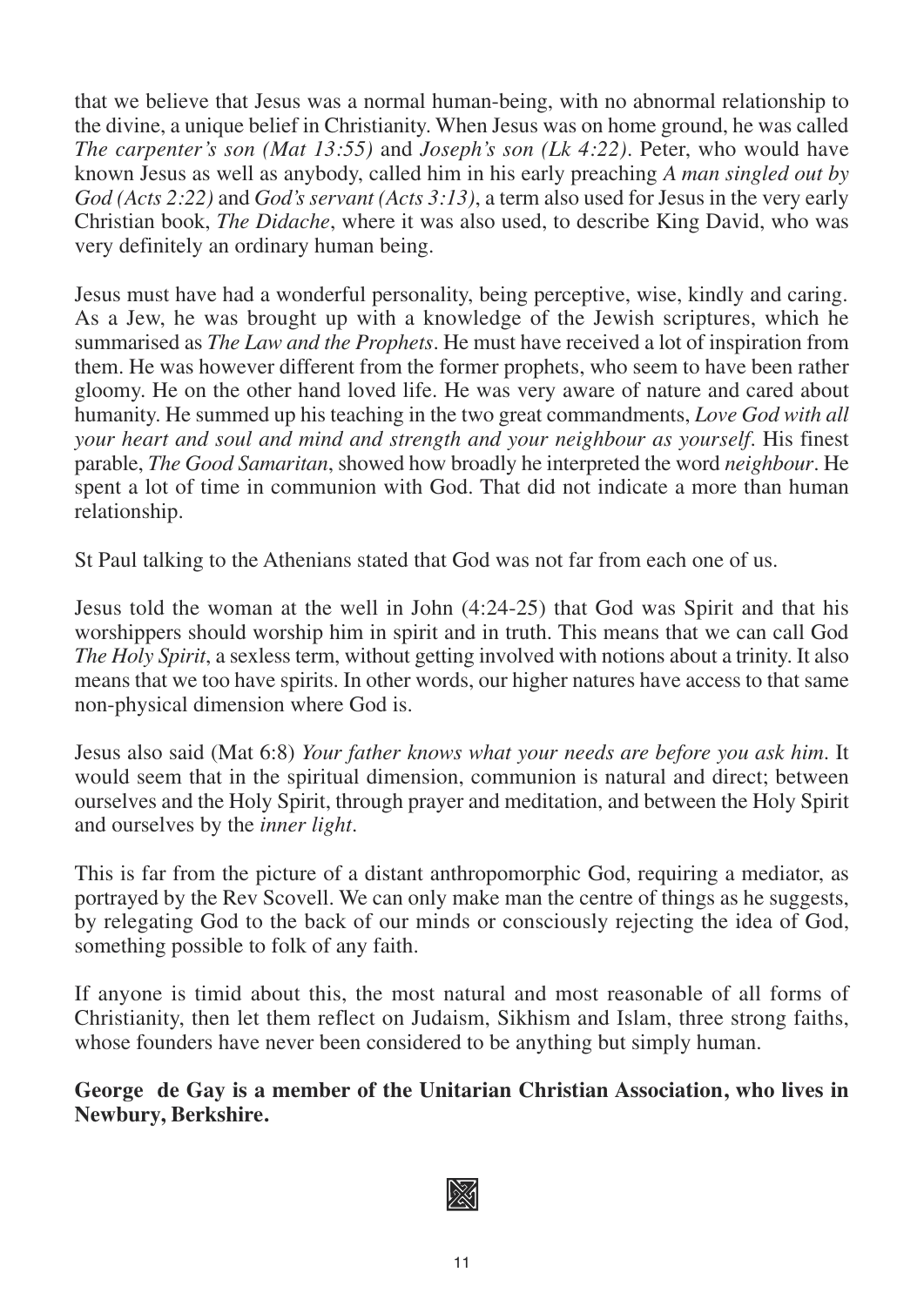that we believe that Jesus was a normal human-being, with no abnormal relationship to the divine, a unique belief in Christianity. When Jesus was on home ground, he was called *The carpenter's son (Mat 13:55)* and *Joseph's son (Lk 4:22)*. Peter, who would have known Jesus as well as anybody, called him in his early preaching *A man singled out by God (Acts 2:22)* and *God's servant (Acts 3:13)*, a term also used for Jesus in the very early Christian book, *The Didache*, where it was also used, to describe King David, who was very definitely an ordinary human being.

Jesus must have had a wonderful personality, being perceptive, wise, kindly and caring. As a Jew, he was brought up with a knowledge of the Jewish scriptures, which he summarised as *The Law and the Prophets*. He must have received a lot of inspiration from them. He was however different from the former prophets, who seem to have been rather gloomy. He on the other hand loved life. He was very aware of nature and cared about humanity. He summed up his teaching in the two great commandments, *Love God with all your heart and soul and mind and strength and your neighbour as yourself*. His finest parable, *The Good Samaritan*, showed how broadly he interpreted the word *neighbour*. He spent a lot of time in communion with God. That did not indicate a more than human relationship.

St Paul talking to the Athenians stated that God was not far from each one of us.

Jesus told the woman at the well in John (4:24-25) that God was Spirit and that his worshippers should worship him in spirit and in truth. This means that we can call God *The Holy Spirit*, a sexless term, without getting involved with notions about a trinity. It also means that we too have spirits. In other words, our higher natures have access to that same non-physical dimension where God is.

Jesus also said (Mat 6:8) *Your father knows what your needs are before you ask him*. It would seem that in the spiritual dimension, communion is natural and direct; between ourselves and the Holy Spirit, through prayer and meditation, and between the Holy Spirit and ourselves by the *inner light*.

This is far from the picture of a distant anthropomorphic God, requiring a mediator, as portrayed by the Rev Scovell. We can only make man the centre of things as he suggests, by relegating God to the back of our minds or consciously rejecting the idea of God, something possible to folk of any faith.

If anyone is timid about this, the most natural and most reasonable of all forms of Christianity, then let them reflect on Judaism, Sikhism and Islam, three strong faiths, whose founders have never been considered to be anything but simply human.

**George de Gay is a member of the Unitarian Christian Association, who lives in Newbury, Berkshire.**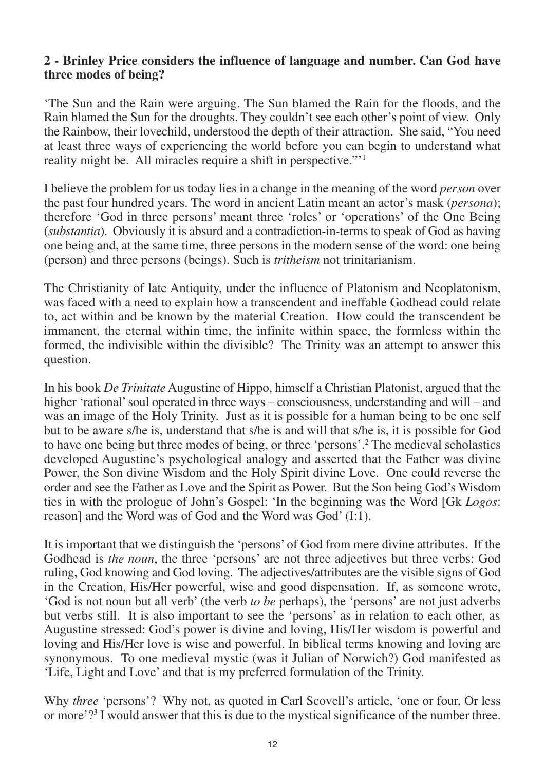**2 - Brinley Price considers the influence of language and number. Can God have three modes of being?**

'The Sun and the Rain were arguing. The Sun blamed the Rain for the floods, and the Rain blamed the Sun for the droughts. They couldn't see each other's point of view. Only the Rainbow, their lovechild, understood the depth of their attraction. She said, "You need at least three ways of experiencing the world before you can begin to understand what reality might be. All miracles require a shift in perspective."'[1]

I believe the problem for us today lies in a change in the meaning of the word *person* over the past four hundred years. The word in ancient Latin meant an actor's mask (*persona*); therefore 'God in three persons' meant three 'roles' or 'operations' of the One Being (*substantia*). Obviously it is absurd and a contradiction-in-terms to speak of God as having one being and, at the same time, three persons in the modern sense of the word: one being (person) and three persons (beings). Such is *tritheism* not trinitarianism.

The Christianity of late Antiquity, under the influence of Platonism and Neoplatonism, was faced with a need to explain how a transcendent and ineffable Godhead could relate to, act within and be known by the material Creation. How could the transcendent be immanent, the eternal within time, the infinite within space, the formless within the formed, the indivisible within the divisible? The Trinity was an attempt to answer this question.

In his book *De Trinitate* Augustine of Hippo, himself a Christian Platonist, argued that the higher 'rational' soul operated in three ways – consciousness, understanding and will – and was an image of the Holy Trinity. Just as it is possible for a human being to be one self but to be aware s/he is, understand that s/he is and will that s/he is, it is possible for God to have one being but three modes of being, or three 'persons'.[2] The medieval scholastics developed Augustine's psychological analogy and asserted that the Father was divine Power, the Son divine Wisdom and the Holy Spirit divine Love. One could reverse the order and see the Father as Love and the Spirit as Power. But the Son being God's Wisdom ties in with the prologue of John's Gospel: 'In the beginning was the Word [Gk *Logos*: reason] and the Word was of God and the Word was God' (I:1).

It is important that we distinguish the 'persons' of God from mere divine attributes. If the Godhead is *the noun*, the three 'persons' are not three adjectives but three verbs: God ruling, God knowing and God loving. The adjectives/attributes are the visible signs of God in the Creation, His/Her powerful, wise and good dispensation. If, as someone wrote, 'God is not noun but all verb' (the verb *to be* perhaps), the 'persons' are not just adverbs but verbs still. It is also important to see the 'persons' as in relation to each other, as Augustine stressed: God's power is divine and loving, His/Her wisdom is powerful and loving and His/Her love is wise and powerful. In biblical terms knowing and loving are synonymous. To one medieval mystic (was it Julian of Norwich?) God manifested as 'Life, Light and Love' and that is my preferred formulation of the Trinity.

Why *three* 'persons'? Why not, as quoted in Carl Scovell's article, 'one or four, Or less or more'?[3] I would answer that this is due to the mystical significance of the number three.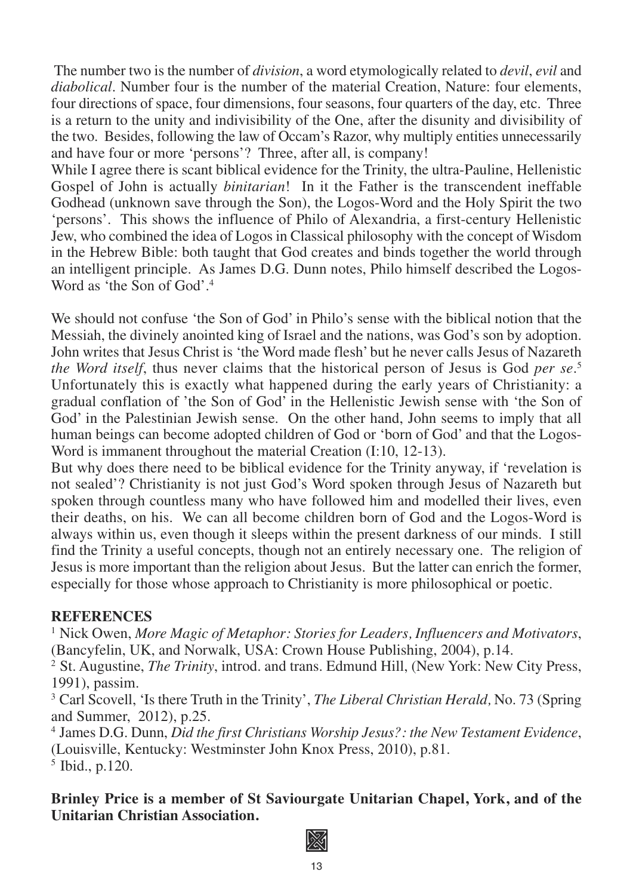The number two is the number of *division*, a word etymologically related to *devil*, *evil* and *diabolical*. Number four is the number of the material Creation, Nature: four elements, four directions of space, four dimensions, four seasons, four quarters of the day, etc. Three is a return to the unity and indivisibility of the One, after the disunity and divisibility of the two. Besides, following the law of Occam's Razor, why multiply entities unnecessarily and have four or more 'persons'? Three, after all, is company!

While I agree there is scant biblical evidence for the Trinity, the ultra-Pauline, Hellenistic Gospel of John is actually *binitarian*! In it the Father is the transcendent ineffable Godhead (unknown save through the Son), the Logos-Word and the Holy Spirit the two 'persons'. This shows the influence of Philo of Alexandria, a first-century Hellenistic Jew, who combined the idea of Logos in Classical philosophy with the concept of Wisdom in the Hebrew Bible: both taught that God creates and binds together the world through an intelligent principle. As James D.G. Dunn notes, Philo himself described the Logos-Word as 'the Son of God'.[4]

We should not confuse 'the Son of God' in Philo's sense with the biblical notion that the Messiah, the divinely anointed king of Israel and the nations, was God's son by adoption. John writes that Jesus Christ is 'the Word made flesh' but he never calls Jesus of Nazareth *the Word itself*, thus never claims that the historical person of Jesus is God *per se*.[5] Unfortunately this is exactly what happened during the early years of Christianity: a gradual conflation of 'the Son of God' in the Hellenistic Jewish sense with 'the Son of God' in the Palestinian Jewish sense. On the other hand, John seems to imply that all human beings can become adopted children of God or 'born of God' and that the Logos-Word is immanent throughout the material Creation (I:10, 12-13).

But why does there need to be biblical evidence for the Trinity anyway, if 'revelation is not sealed'? Christianity is not just God's Word spoken through Jesus of Nazareth but spoken through countless many who have followed him and modelled their lives, even their deaths, on his. We can all become children born of God and the Logos-Word is always within us, even though it sleeps within the present darkness of our minds. I still find the Trinity a useful concepts, though not an entirely necessary one. The religion of Jesus is more important than the religion about Jesus. But the latter can enrich the former, especially for those whose approach to Christianity is more philosophical or poetic.

## REFERENCES

[1] Nick Owen, *More Magic of Metaphor: Stories for Leaders, Influencers and Motivators*, (Bancyfelin, UK, and Norwalk, USA: Crown House Publishing, 2004), p.14.

[2] St. Augustine, *The Trinity*, introd. and trans. Edmund Hill, (New York: New City Press, 1991), passim.

[3] Carl Scovell, 'Is there Truth in the Trinity', *The Liberal Christian Herald,* No. 73 (Spring and Summer, 2012), p.25.

[4] James D.G. Dunn, *Did the first Christians Worship Jesus?: the New Testament Evidence*, (Louisville, Kentucky: Westminster John Knox Press, 2010), p.81.

[5] Ibid., p.120.

**Brinley Price is a member of St Saviourgate Unitarian Chapel, York, and of the Unitarian Christian Association.**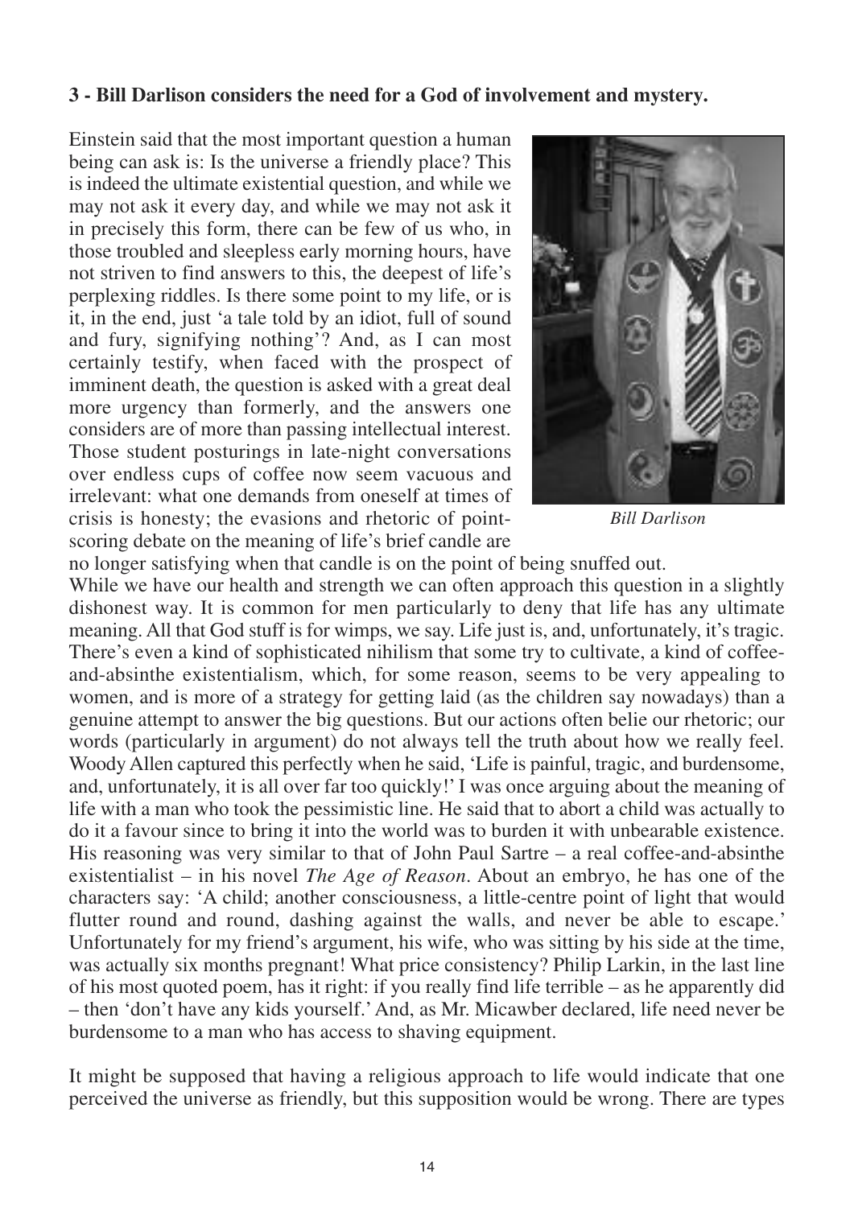**3 - Bill Darlison considers the need for a God of involvement and mystery.**

Einstein said that the most important question a human being can ask is: Is the universe a friendly place? This is indeed the ultimate existential question, and while we may not ask it every day, and while we may not ask it in precisely this form, there can be few of us who, in those troubled and sleepless early morning hours, have not striven to find answers to this, the deepest of life's perplexing riddles. Is there some point to my life, or is it, in the end, just 'a tale told by an idiot, full of sound and fury, signifying nothing'? And, as I can most certainly testify, when faced with the prospect of imminent death, the question is asked with a great deal more urgency than formerly, and the answers one considers are of more than passing intellectual interest. Those student posturings in late-night conversations over endless cups of coffee now seem vacuous and irrelevant: what one demands from oneself at times of crisis is honesty; the evasions and rhetoric of point-scoring debate on the meaning of life's brief candle are no longer satisfying when that candle is on the point of being snuffed out.

*Bill Darlison*

While we have our health and strength we can often approach this question in a slightly dishonest way. It is common for men particularly to deny that life has any ultimate meaning. All that God stuff is for wimps, we say. Life just is, and, unfortunately, it's tragic. There's even a kind of sophisticated nihilism that some try to cultivate, a kind of coffee-and-absinthe existentialism, which, for some reason, seems to be very appealing to women, and is more of a strategy for getting laid (as the children say nowadays) than a genuine attempt to answer the big questions. But our actions often belie our rhetoric; our words (particularly in argument) do not always tell the truth about how we really feel. Woody Allen captured this perfectly when he said, 'Life is painful, tragic, and burdensome, and, unfortunately, it is all over far too quickly!' I was once arguing about the meaning of life with a man who took the pessimistic line. He said that to abort a child was actually to do it a favour since to bring it into the world was to burden it with unbearable existence. His reasoning was very similar to that of John Paul Sartre – a real coffee-and-absinthe existentialist – in his novel *The Age of Reason*. About an embryo, he has one of the characters say: 'A child; another consciousness, a little-centre point of light that would flutter round and round, dashing against the walls, and never be able to escape.' Unfortunately for my friend's argument, his wife, who was sitting by his side at the time, was actually six months pregnant! What price consistency? Philip Larkin, in the last line of his most quoted poem, has it right: if you really find life terrible – as he apparently did – then 'don't have any kids yourself.' And, as Mr. Micawber declared, life need never be burdensome to a man who has access to shaving equipment.

It might be supposed that having a religious approach to life would indicate that one perceived the universe as friendly, but this supposition would be wrong. There are types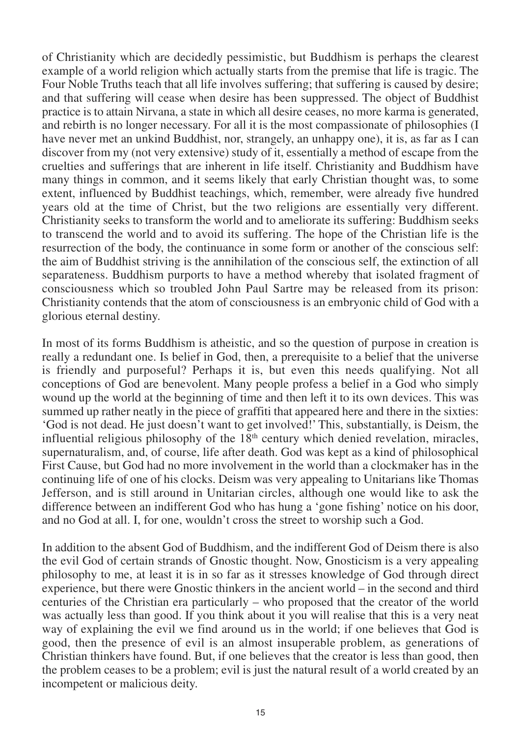of Christianity which are decidedly pessimistic, but Buddhism is perhaps the clearest example of a world religion which actually starts from the premise that life is tragic. The Four Noble Truths teach that all life involves suffering; that suffering is caused by desire; and that suffering will cease when desire has been suppressed. The object of Buddhist practice is to attain Nirvana, a state in which all desire ceases, no more karma is generated, and rebirth is no longer necessary. For all it is the most compassionate of philosophies (I have never met an unkind Buddhist, nor, strangely, an unhappy one), it is, as far as I can discover from my (not very extensive) study of it, essentially a method of escape from the cruelties and sufferings that are inherent in life itself. Christianity and Buddhism have many things in common, and it seems likely that early Christian thought was, to some extent, influenced by Buddhist teachings, which, remember, were already five hundred years old at the time of Christ, but the two religions are essentially very different. Christianity seeks to transform the world and to ameliorate its suffering: Buddhism seeks to transcend the world and to avoid its suffering. The hope of the Christian life is the resurrection of the body, the continuance in some form or another of the conscious self: the aim of Buddhist striving is the annihilation of the conscious self, the extinction of all separateness. Buddhism purports to have a method whereby that isolated fragment of consciousness which so troubled John Paul Sartre may be released from its prison: Christianity contends that the atom of consciousness is an embryonic child of God with a glorious eternal destiny.

In most of its forms Buddhism is atheistic, and so the question of purpose in creation is really a redundant one. Is belief in God, then, a prerequisite to a belief that the universe is friendly and purposeful? Perhaps it is, but even this needs qualifying. Not all conceptions of God are benevolent. Many people profess a belief in a God who simply wound up the world at the beginning of time and then left it to its own devices. This was summed up rather neatly in the piece of graffiti that appeared here and there in the sixties: 'God is not dead. He just doesn't want to get involved!' This, substantially, is Deism, the influential religious philosophy of the 18th century which denied revelation, miracles, supernaturalism, and, of course, life after death. God was kept as a kind of philosophical First Cause, but God had no more involvement in the world than a clockmaker has in the continuing life of one of his clocks. Deism was very appealing to Unitarians like Thomas Jefferson, and is still around in Unitarian circles, although one would like to ask the difference between an indifferent God who has hung a 'gone fishing' notice on his door, and no God at all. I, for one, wouldn't cross the street to worship such a God.

In addition to the absent God of Buddhism, and the indifferent God of Deism there is also the evil God of certain strands of Gnostic thought. Now, Gnosticism is a very appealing philosophy to me, at least it is in so far as it stresses knowledge of God through direct experience, but there were Gnostic thinkers in the ancient world – in the second and third centuries of the Christian era particularly – who proposed that the creator of the world was actually less than good. If you think about it you will realise that this is a very neat way of explaining the evil we find around us in the world; if one believes that God is good, then the presence of evil is an almost insuperable problem, as generations of Christian thinkers have found. But, if one believes that the creator is less than good, then the problem ceases to be a problem; evil is just the natural result of a world created by an incompetent or malicious deity.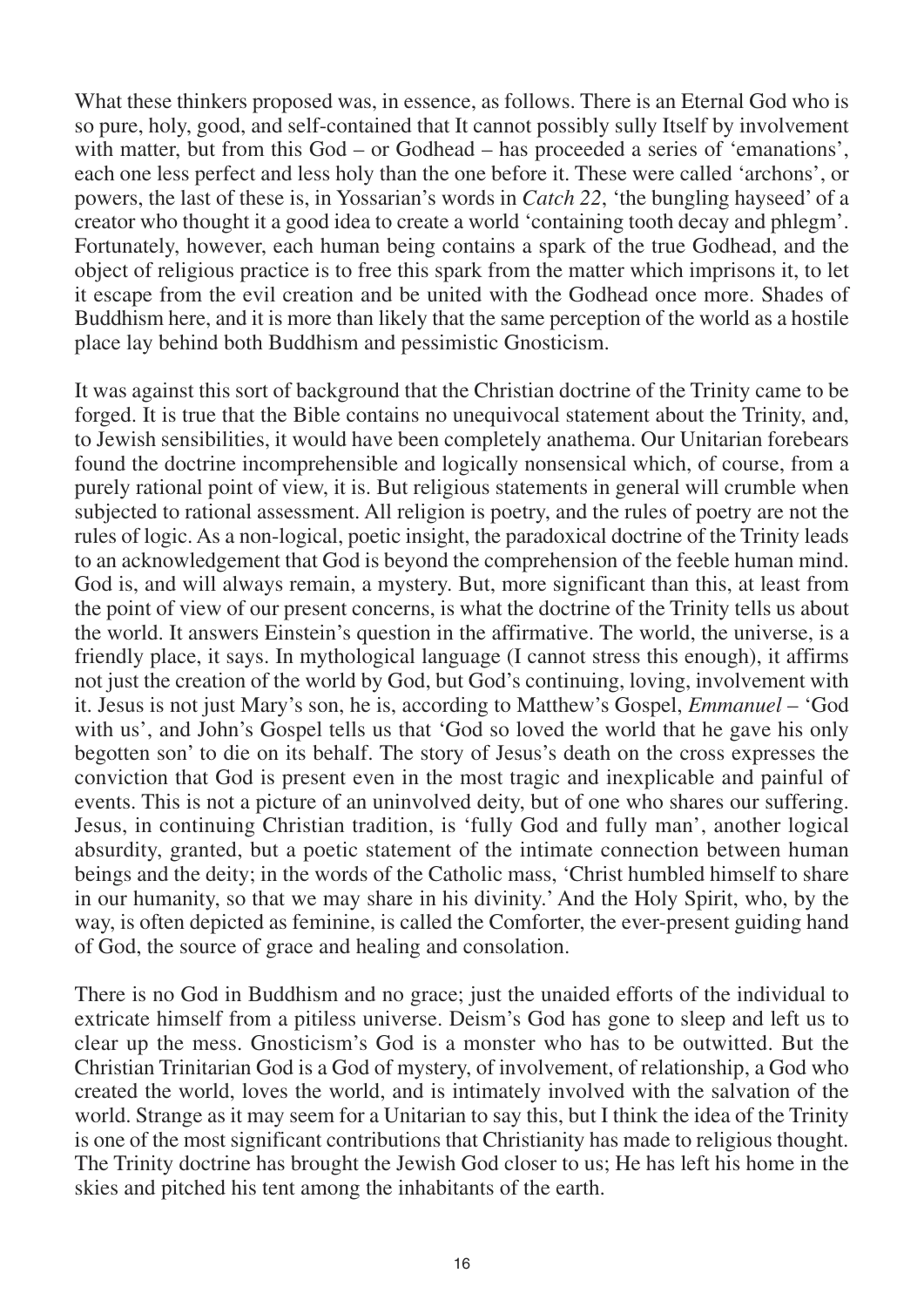What these thinkers proposed was, in essence, as follows. There is an Eternal God who is so pure, holy, good, and self-contained that It cannot possibly sully Itself by involvement with matter, but from this God – or Godhead – has proceeded a series of 'emanations', each one less perfect and less holy than the one before it. These were called 'archons', or powers, the last of these is, in Yossarian's words in *Catch 22*, 'the bungling hayseed' of a creator who thought it a good idea to create a world 'containing tooth decay and phlegm'. Fortunately, however, each human being contains a spark of the true Godhead, and the object of religious practice is to free this spark from the matter which imprisons it, to let it escape from the evil creation and be united with the Godhead once more. Shades of Buddhism here, and it is more than likely that the same perception of the world as a hostile place lay behind both Buddhism and pessimistic Gnosticism.

It was against this sort of background that the Christian doctrine of the Trinity came to be forged. It is true that the Bible contains no unequivocal statement about the Trinity, and, to Jewish sensibilities, it would have been completely anathema. Our Unitarian forebears found the doctrine incomprehensible and logically nonsensical which, of course, from a purely rational point of view, it is. But religious statements in general will crumble when subjected to rational assessment. All religion is poetry, and the rules of poetry are not the rules of logic. As a non-logical, poetic insight, the paradoxical doctrine of the Trinity leads to an acknowledgement that God is beyond the comprehension of the feeble human mind. God is, and will always remain, a mystery. But, more significant than this, at least from the point of view of our present concerns, is what the doctrine of the Trinity tells us about the world. It answers Einstein's question in the affirmative. The world, the universe, is a friendly place, it says. In mythological language (I cannot stress this enough), it affirms not just the creation of the world by God, but God's continuing, loving, involvement with it. Jesus is not just Mary's son, he is, according to Matthew's Gospel, *Emmanuel* – 'God with us', and John's Gospel tells us that 'God so loved the world that he gave his only begotten son' to die on its behalf. The story of Jesus's death on the cross expresses the conviction that God is present even in the most tragic and inexplicable and painful of events. This is not a picture of an uninvolved deity, but of one who shares our suffering. Jesus, in continuing Christian tradition, is 'fully God and fully man', another logical absurdity, granted, but a poetic statement of the intimate connection between human beings and the deity; in the words of the Catholic mass, 'Christ humbled himself to share in our humanity, so that we may share in his divinity.' And the Holy Spirit, who, by the way, is often depicted as feminine, is called the Comforter, the ever-present guiding hand of God, the source of grace and healing and consolation.

There is no God in Buddhism and no grace; just the unaided efforts of the individual to extricate himself from a pitiless universe. Deism's God has gone to sleep and left us to clear up the mess. Gnosticism's God is a monster who has to be outwitted. But the Christian Trinitarian God is a God of mystery, of involvement, of relationship, a God who created the world, loves the world, and is intimately involved with the salvation of the world. Strange as it may seem for a Unitarian to say this, but I think the idea of the Trinity is one of the most significant contributions that Christianity has made to religious thought. The Trinity doctrine has brought the Jewish God closer to us; He has left his home in the skies and pitched his tent among the inhabitants of the earth.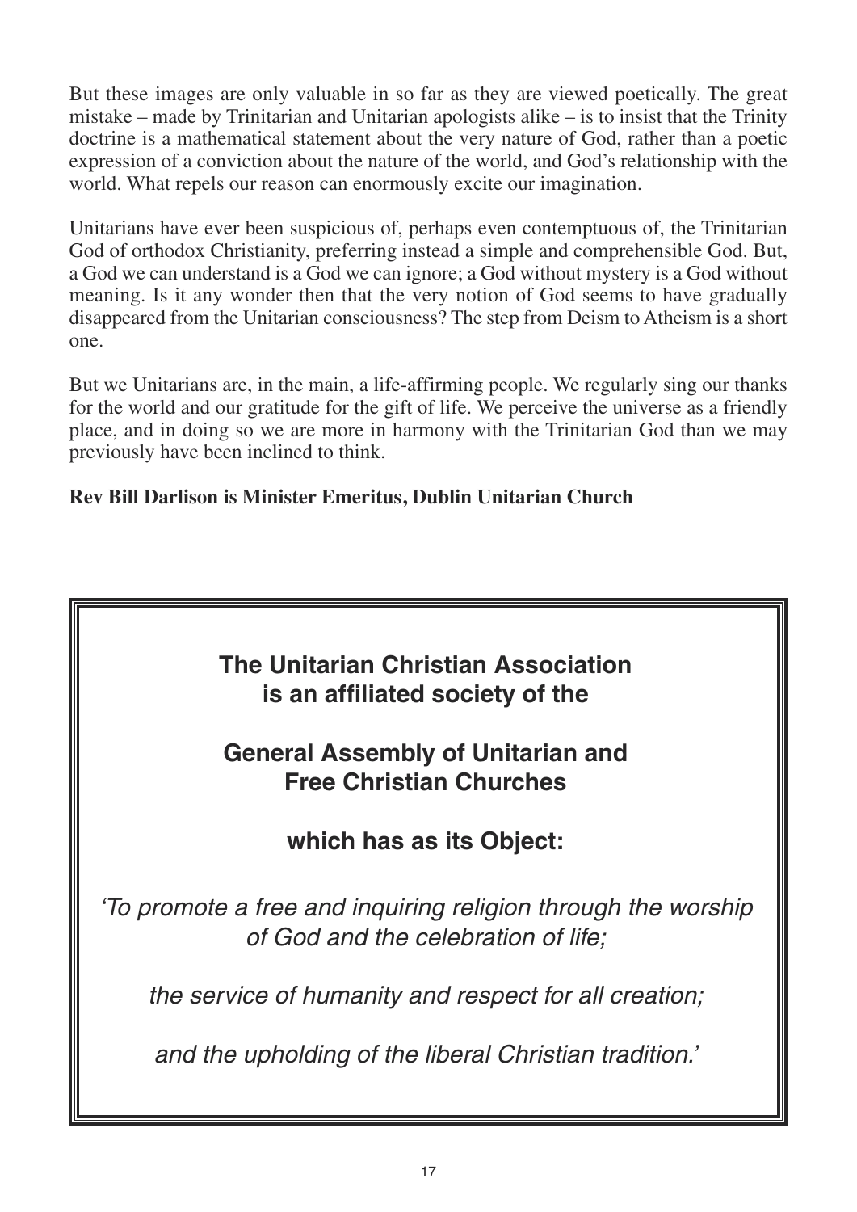But these images are only valuable in so far as they are viewed poetically. The great mistake – made by Trinitarian and Unitarian apologists alike – is to insist that the Trinity doctrine is a mathematical statement about the very nature of God, rather than a poetic expression of a conviction about the nature of the world, and God's relationship with the world. What repels our reason can enormously excite our imagination.

Unitarians have ever been suspicious of, perhaps even contemptuous of, the Trinitarian God of orthodox Christianity, preferring instead a simple and comprehensible God. But, a God we can understand is a God we can ignore; a God without mystery is a God without meaning. Is it any wonder then that the very notion of God seems to have gradually disappeared from the Unitarian consciousness? The step from Deism to Atheism is a short one.

But we Unitarians are, in the main, a life-affirming people. We regularly sing our thanks for the world and our gratitude for the gift of life. We perceive the universe as a friendly place, and in doing so we are more in harmony with the Trinitarian God than we may previously have been inclined to think.

**Rev Bill Darlison is Minister Emeritus, Dublin Unitarian Church**

---

**The Unitarian Christian Association is an affiliated society of the**

**General Assembly of Unitarian and Free Christian Churches**

**which has as its Object:**

*'To promote a free and inquiring religion through the worship of God and the celebration of life;*

*the service of humanity and respect for all creation;*

*and the upholding of the liberal Christian tradition.'*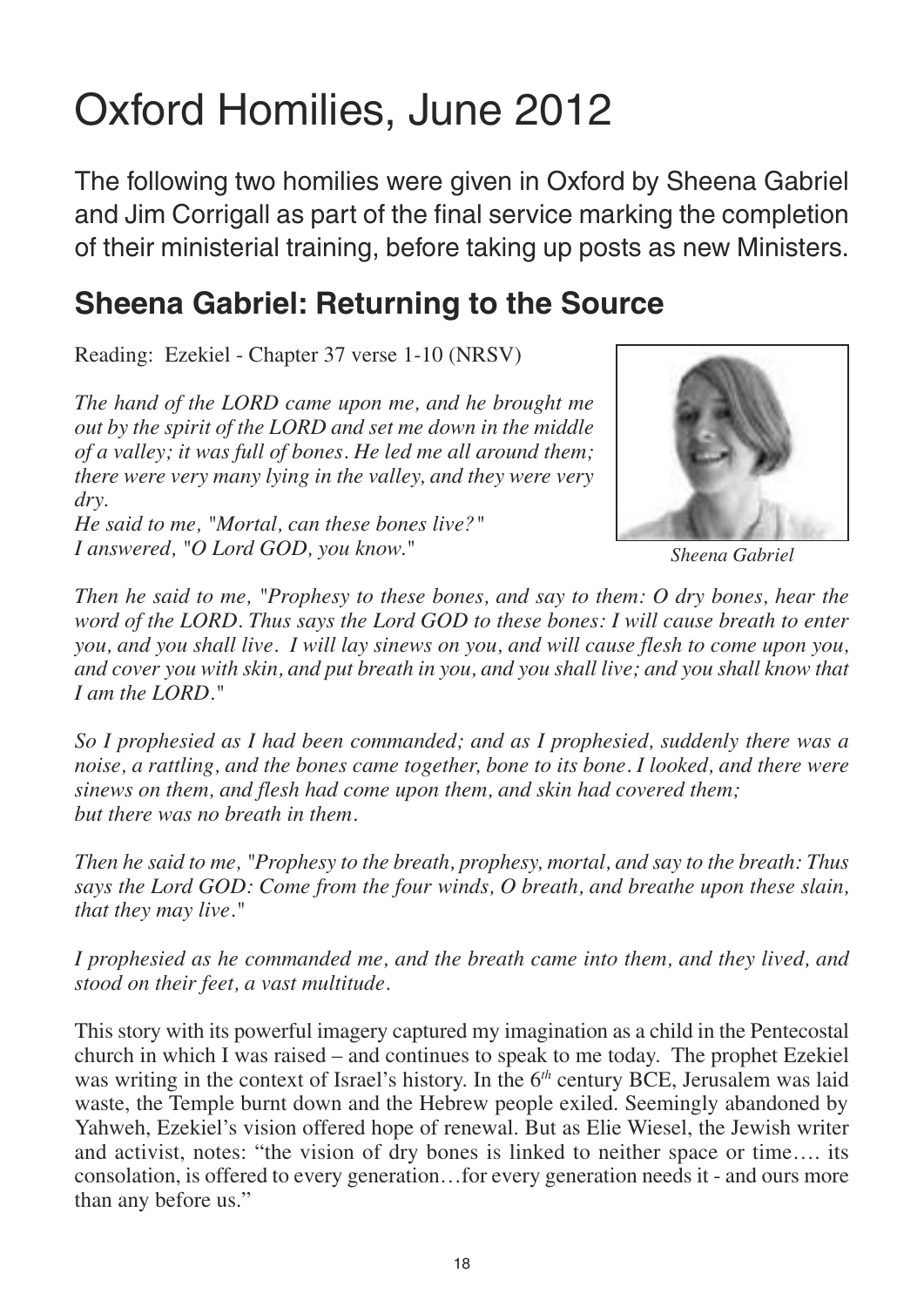# Oxford Homilies, June 2012

The following two homilies were given in Oxford by Sheena Gabriel and Jim Corrigall as part of the final service marking the completion of their ministerial training, before taking up posts as new Ministers.

## Sheena Gabriel: Returning to the Source

Reading: Ezekiel - Chapter 37 verse 1-10 (NRSV)

*The hand of the LORD came upon me, and he brought me out by the spirit of the LORD and set me down in the middle of a valley; it was full of bones. He led me all around them; there were very many lying in the valley, and they were very dry.*
*He said to me, "Mortal, can these bones live?"*
*I answered, "O Lord GOD, you know."*

*Sheena Gabriel*

*Then he said to me, "Prophesy to these bones, and say to them: O dry bones, hear the word of the LORD. Thus says the Lord GOD to these bones: I will cause breath to enter you, and you shall live. I will lay sinews on you, and will cause flesh to come upon you, and cover you with skin, and put breath in you, and you shall live; and you shall know that I am the LORD."*

*So I prophesied as I had been commanded; and as I prophesied, suddenly there was a noise, a rattling, and the bones came together, bone to its bone. I looked, and there were sinews on them, and flesh had come upon them, and skin had covered them; but there was no breath in them.*

*Then he said to me, "Prophesy to the breath, prophesy, mortal, and say to the breath: Thus says the Lord GOD: Come from the four winds, O breath, and breathe upon these slain, that they may live."*

*I prophesied as he commanded me, and the breath came into them, and they lived, and stood on their feet, a vast multitude.*

This story with its powerful imagery captured my imagination as a child in the Pentecostal church in which I was raised – and continues to speak to me today. The prophet Ezekiel was writing in the context of Israel's history. In the 6th century BCE, Jerusalem was laid waste, the Temple burnt down and the Hebrew people exiled. Seemingly abandoned by Yahweh, Ezekiel's vision offered hope of renewal. But as Elie Wiesel, the Jewish writer and activist, notes: "the vision of dry bones is linked to neither space or time…. its consolation, is offered to every generation…for every generation needs it - and ours more than any before us."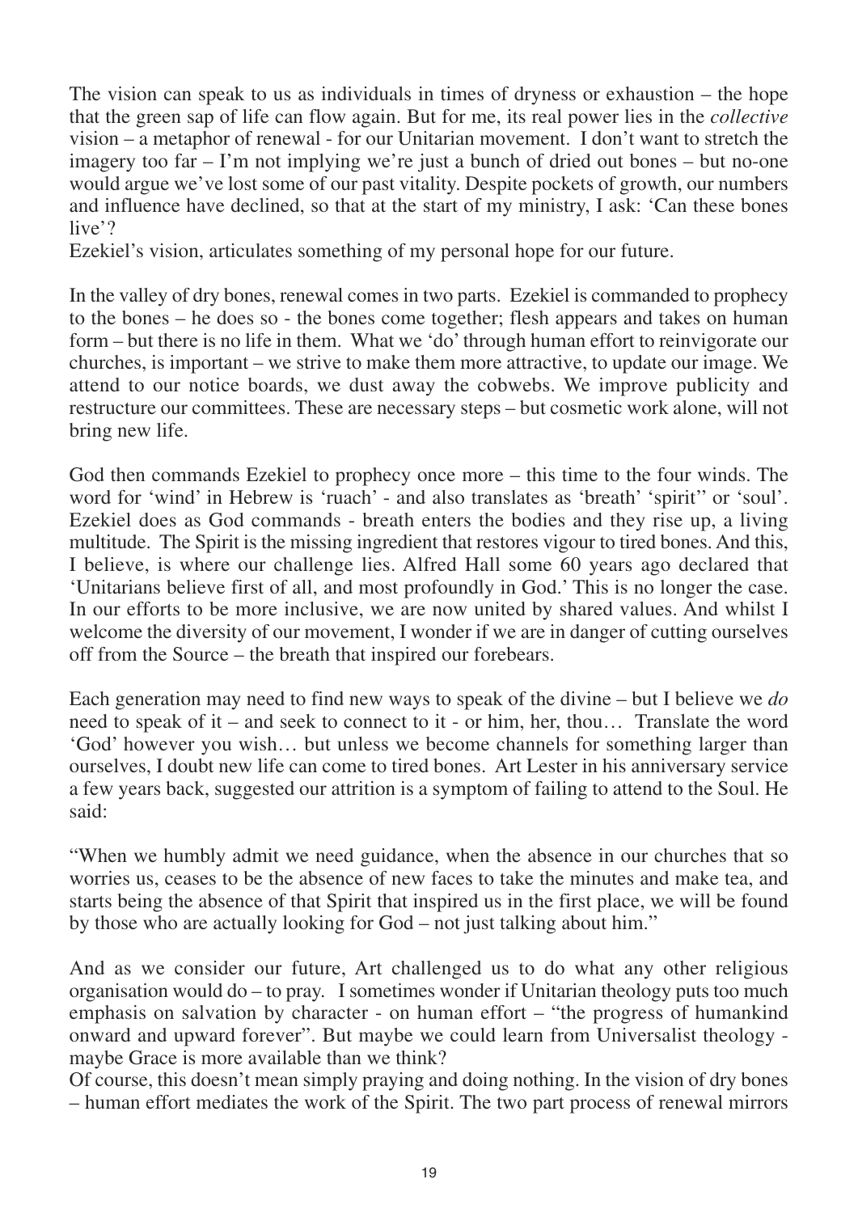The vision can speak to us as individuals in times of dryness or exhaustion – the hope that the green sap of life can flow again. But for me, its real power lies in the *collective* vision – a metaphor of renewal - for our Unitarian movement. I don't want to stretch the imagery too far – I'm not implying we're just a bunch of dried out bones – but no-one would argue we've lost some of our past vitality. Despite pockets of growth, our numbers and influence have declined, so that at the start of my ministry, I ask: 'Can these bones live'?

Ezekiel's vision, articulates something of my personal hope for our future.

In the valley of dry bones, renewal comes in two parts. Ezekiel is commanded to prophecy to the bones – he does so - the bones come together; flesh appears and takes on human form – but there is no life in them. What we 'do' through human effort to reinvigorate our churches, is important – we strive to make them more attractive, to update our image. We attend to our notice boards, we dust away the cobwebs. We improve publicity and restructure our committees. These are necessary steps – but cosmetic work alone, will not bring new life.

God then commands Ezekiel to prophecy once more – this time to the four winds. The word for 'wind' in Hebrew is 'ruach' - and also translates as 'breath' 'spirit'' or 'soul'. Ezekiel does as God commands - breath enters the bodies and they rise up, a living multitude. The Spirit is the missing ingredient that restores vigour to tired bones. And this, I believe, is where our challenge lies. Alfred Hall some 60 years ago declared that 'Unitarians believe first of all, and most profoundly in God.' This is no longer the case. In our efforts to be more inclusive, we are now united by shared values. And whilst I welcome the diversity of our movement, I wonder if we are in danger of cutting ourselves off from the Source – the breath that inspired our forebears.

Each generation may need to find new ways to speak of the divine – but I believe we *do* need to speak of it – and seek to connect to it - or him, her, thou… Translate the word 'God' however you wish… but unless we become channels for something larger than ourselves, I doubt new life can come to tired bones. Art Lester in his anniversary service a few years back, suggested our attrition is a symptom of failing to attend to the Soul. He said:

"When we humbly admit we need guidance, when the absence in our churches that so worries us, ceases to be the absence of new faces to take the minutes and make tea, and starts being the absence of that Spirit that inspired us in the first place, we will be found by those who are actually looking for God – not just talking about him."

And as we consider our future, Art challenged us to do what any other religious organisation would do – to pray. I sometimes wonder if Unitarian theology puts too much emphasis on salvation by character - on human effort – "the progress of humankind onward and upward forever". But maybe we could learn from Universalist theology - maybe Grace is more available than we think?

Of course, this doesn't mean simply praying and doing nothing. In the vision of dry bones – human effort mediates the work of the Spirit. The two part process of renewal mirrors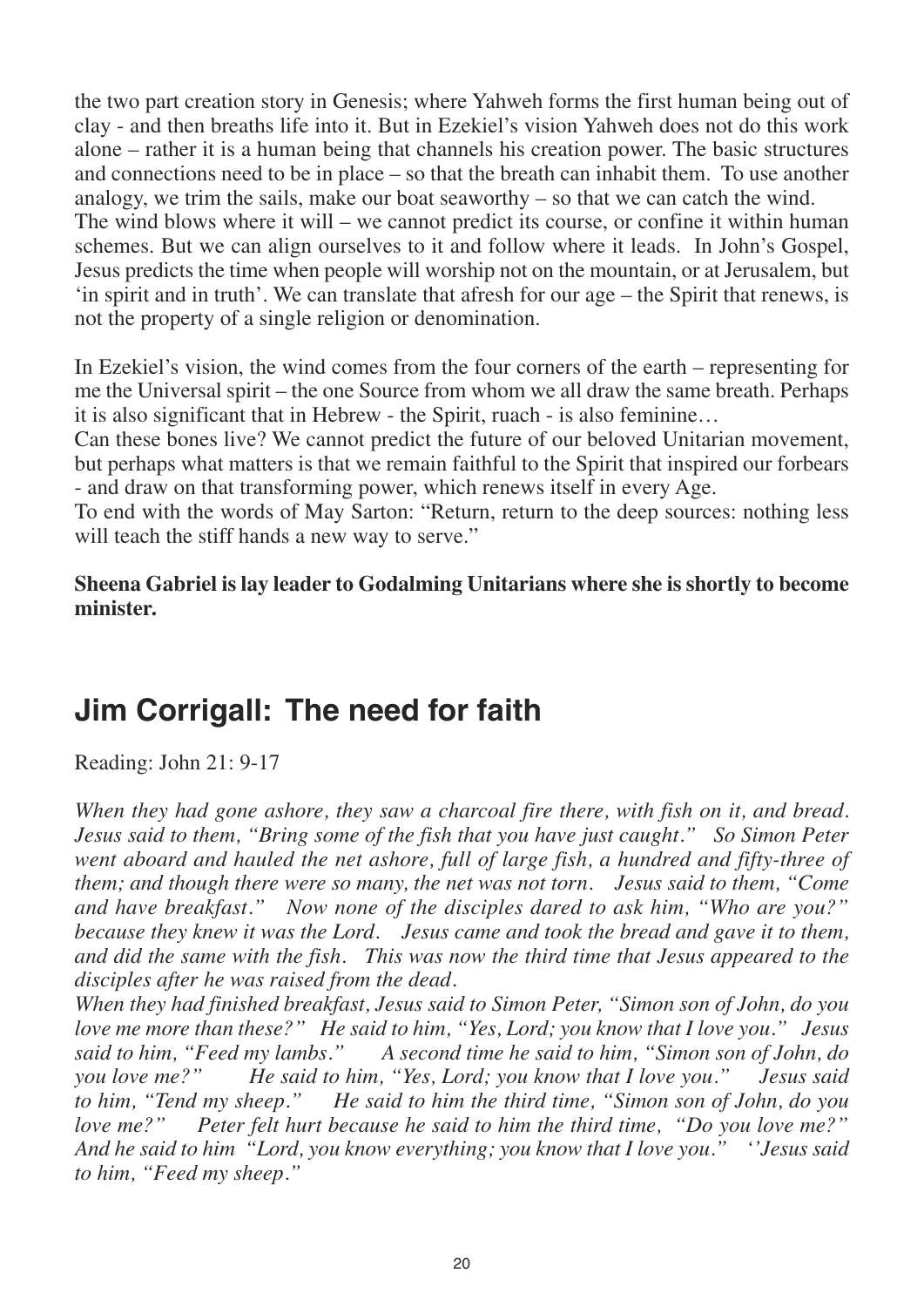the two part creation story in Genesis; where Yahweh forms the first human being out of clay - and then breaths life into it. But in Ezekiel's vision Yahweh does not do this work alone – rather it is a human being that channels his creation power. The basic structures and connections need to be in place – so that the breath can inhabit them. To use another analogy, we trim the sails, make our boat seaworthy – so that we can catch the wind.
The wind blows where it will – we cannot predict its course, or confine it within human schemes. But we can align ourselves to it and follow where it leads. In John's Gospel, Jesus predicts the time when people will worship not on the mountain, or at Jerusalem, but 'in spirit and in truth'. We can translate that afresh for our age – the Spirit that renews, is not the property of a single religion or denomination.

In Ezekiel's vision, the wind comes from the four corners of the earth – representing for me the Universal spirit – the one Source from whom we all draw the same breath. Perhaps it is also significant that in Hebrew - the Spirit, ruach - is also feminine…
Can these bones live? We cannot predict the future of our beloved Unitarian movement, but perhaps what matters is that we remain faithful to the Spirit that inspired our forbears - and draw on that transforming power, which renews itself in every Age.
To end with the words of May Sarton: "Return, return to the deep sources: nothing less will teach the stiff hands a new way to serve."

**Sheena Gabriel is lay leader to Godalming Unitarians where she is shortly to become minister.**

## Jim Corrigall: The need for faith

Reading: John 21: 9-17

*When they had gone ashore, they saw a charcoal fire there, with fish on it, and bread. Jesus said to them, "Bring some of the fish that you have just caught." So Simon Peter went aboard and hauled the net ashore, full of large fish, a hundred and fifty-three of them; and though there were so many, the net was not torn. Jesus said to them, "Come and have breakfast." Now none of the disciples dared to ask him, "Who are you?" because they knew it was the Lord. Jesus came and took the bread and gave it to them, and did the same with the fish. This was now the third time that Jesus appeared to the disciples after he was raised from the dead.*
*When they had finished breakfast, Jesus said to Simon Peter, "Simon son of John, do you love me more than these?" He said to him, "Yes, Lord; you know that I love you." Jesus said to him, "Feed my lambs." A second time he said to him, "Simon son of John, do you love me?" He said to him, "Yes, Lord; you know that I love you." Jesus said to him, "Tend my sheep." He said to him the third time, "Simon son of John, do you love me?" Peter felt hurt because he said to him the third time, "Do you love me?" And he said to him "Lord, you know everything; you know that I love you." ''Jesus said to him, "Feed my sheep."*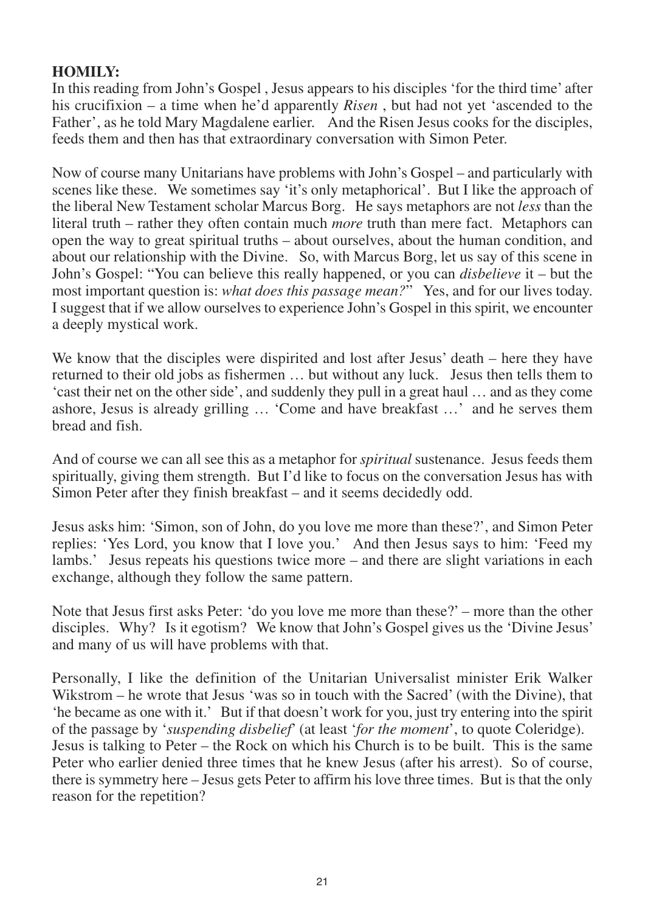**HOMILY:**

In this reading from John's Gospel , Jesus appears to his disciples 'for the third time' after his crucifixion – a time when he'd apparently *Risen* , but had not yet 'ascended to the Father', as he told Mary Magdalene earlier. And the Risen Jesus cooks for the disciples, feeds them and then has that extraordinary conversation with Simon Peter.

Now of course many Unitarians have problems with John's Gospel – and particularly with scenes like these. We sometimes say 'it's only metaphorical'. But I like the approach of the liberal New Testament scholar Marcus Borg. He says metaphors are not *less* than the literal truth – rather they often contain much *more* truth than mere fact. Metaphors can open the way to great spiritual truths – about ourselves, about the human condition, and about our relationship with the Divine. So, with Marcus Borg, let us say of this scene in John's Gospel: "You can believe this really happened, or you can *disbelieve* it – but the most important question is: *what does this passage mean?*" Yes, and for our lives today. I suggest that if we allow ourselves to experience John's Gospel in this spirit, we encounter a deeply mystical work.

We know that the disciples were dispirited and lost after Jesus' death – here they have returned to their old jobs as fishermen … but without any luck. Jesus then tells them to 'cast their net on the other side', and suddenly they pull in a great haul … and as they come ashore, Jesus is already grilling … 'Come and have breakfast …' and he serves them bread and fish.

And of course we can all see this as a metaphor for *spiritual* sustenance. Jesus feeds them spiritually, giving them strength. But I'd like to focus on the conversation Jesus has with Simon Peter after they finish breakfast – and it seems decidedly odd.

Jesus asks him: 'Simon, son of John, do you love me more than these?', and Simon Peter replies: 'Yes Lord, you know that I love you.' And then Jesus says to him: 'Feed my lambs.' Jesus repeats his questions twice more – and there are slight variations in each exchange, although they follow the same pattern.

Note that Jesus first asks Peter: 'do you love me more than these?' – more than the other disciples. Why? Is it egotism? We know that John's Gospel gives us the 'Divine Jesus' and many of us will have problems with that.

Personally, I like the definition of the Unitarian Universalist minister Erik Walker Wikstrom – he wrote that Jesus 'was so in touch with the Sacred' (with the Divine), that 'he became as one with it.' But if that doesn't work for you, just try entering into the spirit of the passage by '*suspending disbelief*' (at least '*for the moment*', to quote Coleridge). Jesus is talking to Peter – the Rock on which his Church is to be built. This is the same Peter who earlier denied three times that he knew Jesus (after his arrest). So of course, there is symmetry here – Jesus gets Peter to affirm his love three times. But is that the only reason for the repetition?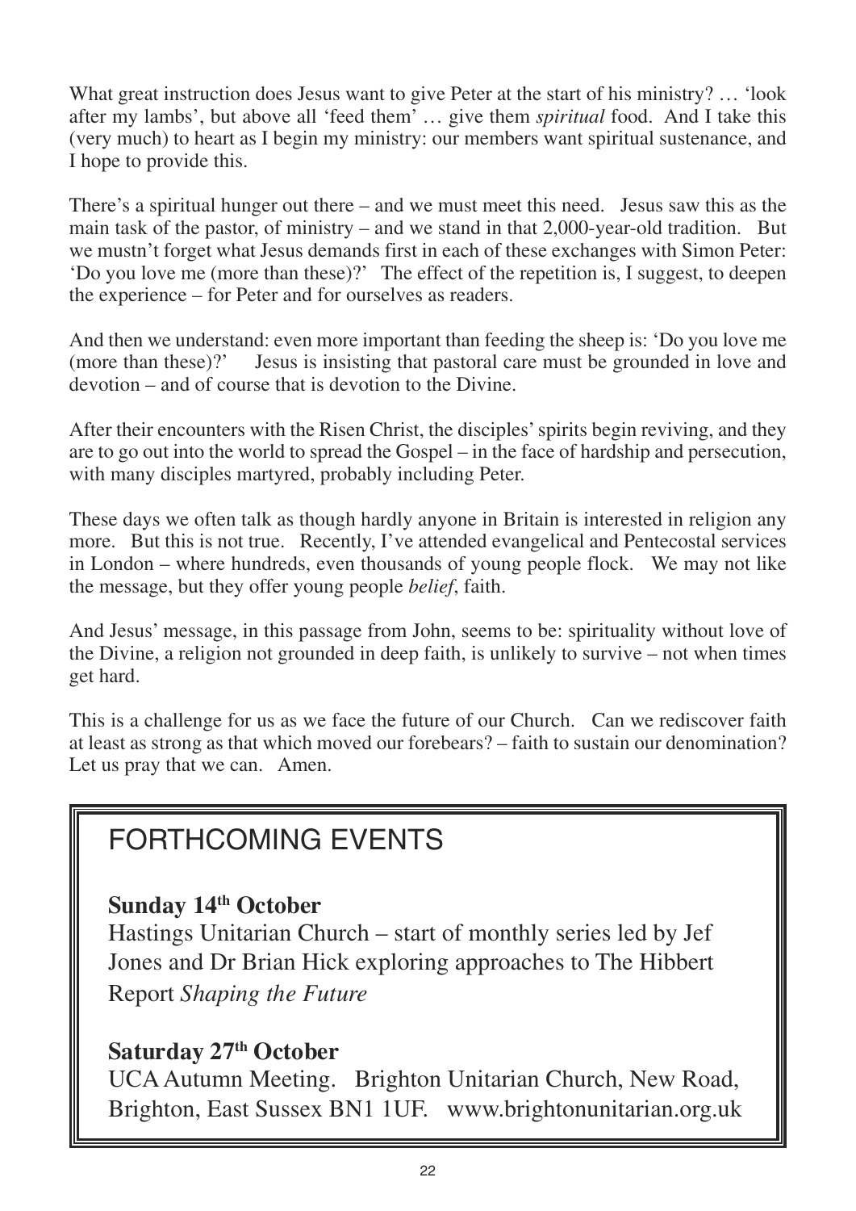What great instruction does Jesus want to give Peter at the start of his ministry? … 'look after my lambs', but above all 'feed them' … give them *spiritual* food. And I take this (very much) to heart as I begin my ministry: our members want spiritual sustenance, and I hope to provide this.

There's a spiritual hunger out there – and we must meet this need. Jesus saw this as the main task of the pastor, of ministry – and we stand in that 2,000-year-old tradition. But we mustn't forget what Jesus demands first in each of these exchanges with Simon Peter: 'Do you love me (more than these)?' The effect of the repetition is, I suggest, to deepen the experience – for Peter and for ourselves as readers.

And then we understand: even more important than feeding the sheep is: 'Do you love me (more than these)?' Jesus is insisting that pastoral care must be grounded in love and devotion – and of course that is devotion to the Divine.

After their encounters with the Risen Christ, the disciples' spirits begin reviving, and they are to go out into the world to spread the Gospel – in the face of hardship and persecution, with many disciples martyred, probably including Peter.

These days we often talk as though hardly anyone in Britain is interested in religion any more. But this is not true. Recently, I've attended evangelical and Pentecostal services in London – where hundreds, even thousands of young people flock. We may not like the message, but they offer young people *belief*, faith.

And Jesus' message, in this passage from John, seems to be: spirituality without love of the Divine, a religion not grounded in deep faith, is unlikely to survive – not when times get hard.

This is a challenge for us as we face the future of our Church. Can we rediscover faith at least as strong as that which moved our forebears? – faith to sustain our denomination? Let us pray that we can. Amen.

## FORTHCOMING EVENTS

**Sunday 14th October**

Hastings Unitarian Church – start of monthly series led by Jef Jones and Dr Brian Hick exploring approaches to The Hibbert Report *Shaping the Future*

**Saturday 27th October**

UCA Autumn Meeting. Brighton Unitarian Church, New Road, Brighton, East Sussex BN1 1UF. www.brightonunitarian.org.uk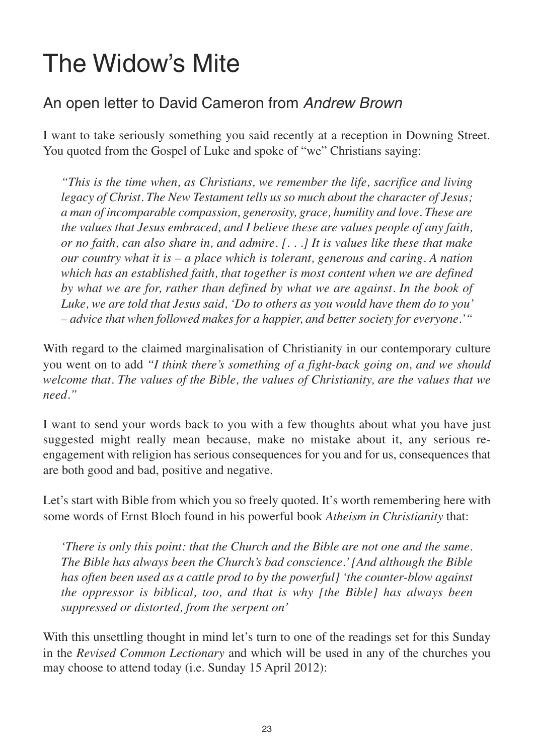# The Widow's Mite

## An open letter to David Cameron from *Andrew Brown*

I want to take seriously something you said recently at a reception in Downing Street. You quoted from the Gospel of Luke and spoke of "we" Christians saying:

> *"This is the time when, as Christians, we remember the life, sacrifice and living legacy of Christ. The New Testament tells us so much about the character of Jesus; a man of incomparable compassion, generosity, grace, humility and love. These are the values that Jesus embraced, and I believe these are values people of any faith, or no faith, can also share in, and admire. [. . .] It is values like these that make our country what it is – a place which is tolerant, generous and caring. A nation which has an established faith, that together is most content when we are defined by what we are for, rather than defined by what we are against. In the book of Luke, we are told that Jesus said, 'Do to others as you would have them do to you' – advice that when followed makes for a happier, and better society for everyone.'"*

With regard to the claimed marginalisation of Christianity in our contemporary culture you went on to add *"I think there's something of a fight-back going on, and we should welcome that. The values of the Bible, the values of Christianity, are the values that we need."*

I want to send your words back to you with a few thoughts about what you have just suggested might really mean because, make no mistake about it, any serious re-engagement with religion has serious consequences for you and for us, consequences that are both good and bad, positive and negative.

Let's start with Bible from which you so freely quoted. It's worth remembering here with some words of Ernst Bloch found in his powerful book *Atheism in Christianity* that:

> *'There is only this point: that the Church and the Bible are not one and the same. The Bible has always been the Church's bad conscience.' [And although the Bible has often been used as a cattle prod to by the powerful] 'the counter-blow against the oppressor is biblical, too, and that is why [the Bible] has always been suppressed or distorted, from the serpent on'*

With this unsettling thought in mind let's turn to one of the readings set for this Sunday in the *Revised Common Lectionary* and which will be used in any of the churches you may choose to attend today (i.e. Sunday 15 April 2012):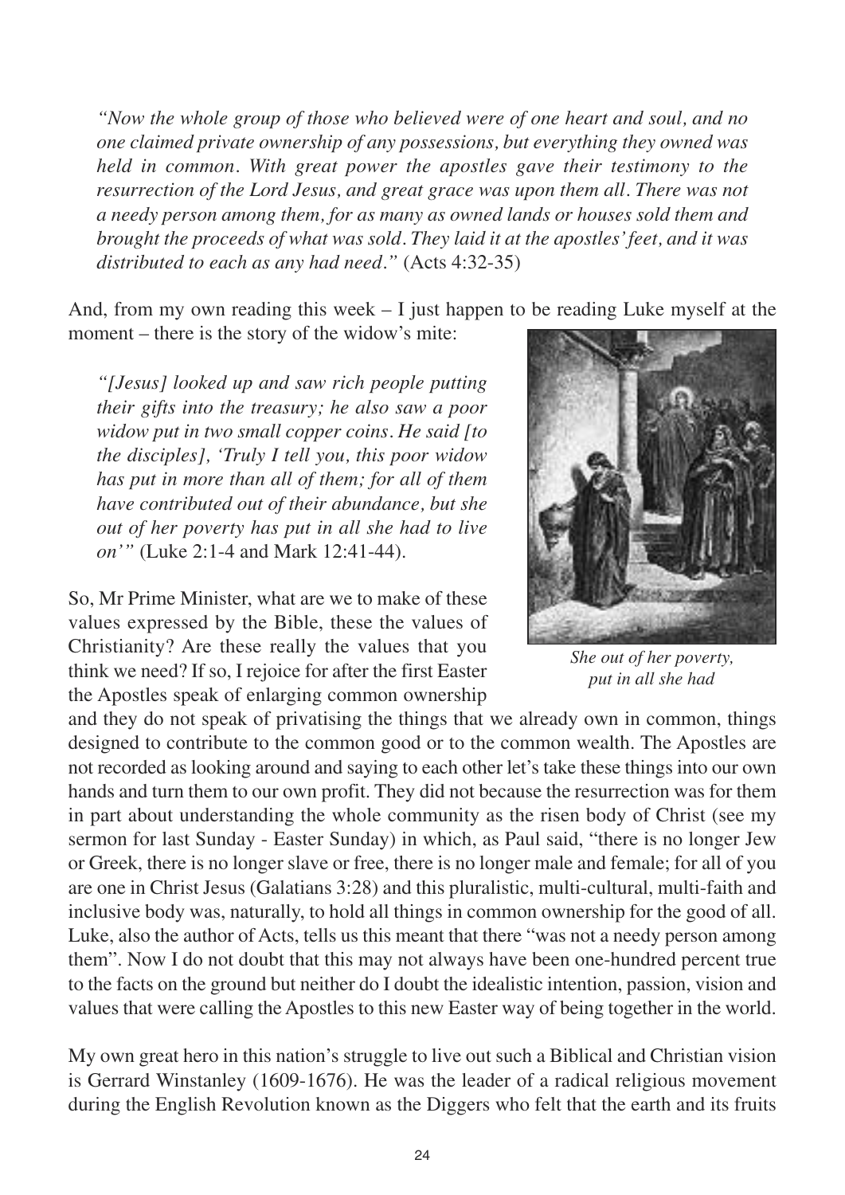*"Now the whole group of those who believed were of one heart and soul, and no one claimed private ownership of any possessions, but everything they owned was held in common. With great power the apostles gave their testimony to the resurrection of the Lord Jesus, and great grace was upon them all. There was not a needy person among them, for as many as owned lands or houses sold them and brought the proceeds of what was sold. They laid it at the apostles' feet, and it was distributed to each as any had need."* (Acts 4:32-35)

And, from my own reading this week – I just happen to be reading Luke myself at the moment – there is the story of the widow's mite:

*"[Jesus] looked up and saw rich people putting their gifts into the treasury; he also saw a poor widow put in two small copper coins. He said [to the disciples], 'Truly I tell you, this poor widow has put in more than all of them; for all of them have contributed out of their abundance, but she out of her poverty has put in all she had to live on'"* (Luke 2:1-4 and Mark 12:41-44).

*She out of her poverty, put in all she had*

So, Mr Prime Minister, what are we to make of these values expressed by the Bible, these the values of Christianity? Are these really the values that you think we need? If so, I rejoice for after the first Easter the Apostles speak of enlarging common ownership and they do not speak of privatising the things that we already own in common, things designed to contribute to the common good or to the common wealth. The Apostles are not recorded as looking around and saying to each other let's take these things into our own hands and turn them to our own profit. They did not because the resurrection was for them in part about understanding the whole community as the risen body of Christ (see my sermon for last Sunday - Easter Sunday) in which, as Paul said, "there is no longer Jew or Greek, there is no longer slave or free, there is no longer male and female; for all of you are one in Christ Jesus (Galatians 3:28) and this pluralistic, multi-cultural, multi-faith and inclusive body was, naturally, to hold all things in common ownership for the good of all. Luke, also the author of Acts, tells us this meant that there "was not a needy person among them". Now I do not doubt that this may not always have been one-hundred percent true to the facts on the ground but neither do I doubt the idealistic intention, passion, vision and values that were calling the Apostles to this new Easter way of being together in the world.

My own great hero in this nation's struggle to live out such a Biblical and Christian vision is Gerrard Winstanley (1609-1676). He was the leader of a radical religious movement during the English Revolution known as the Diggers who felt that the earth and its fruits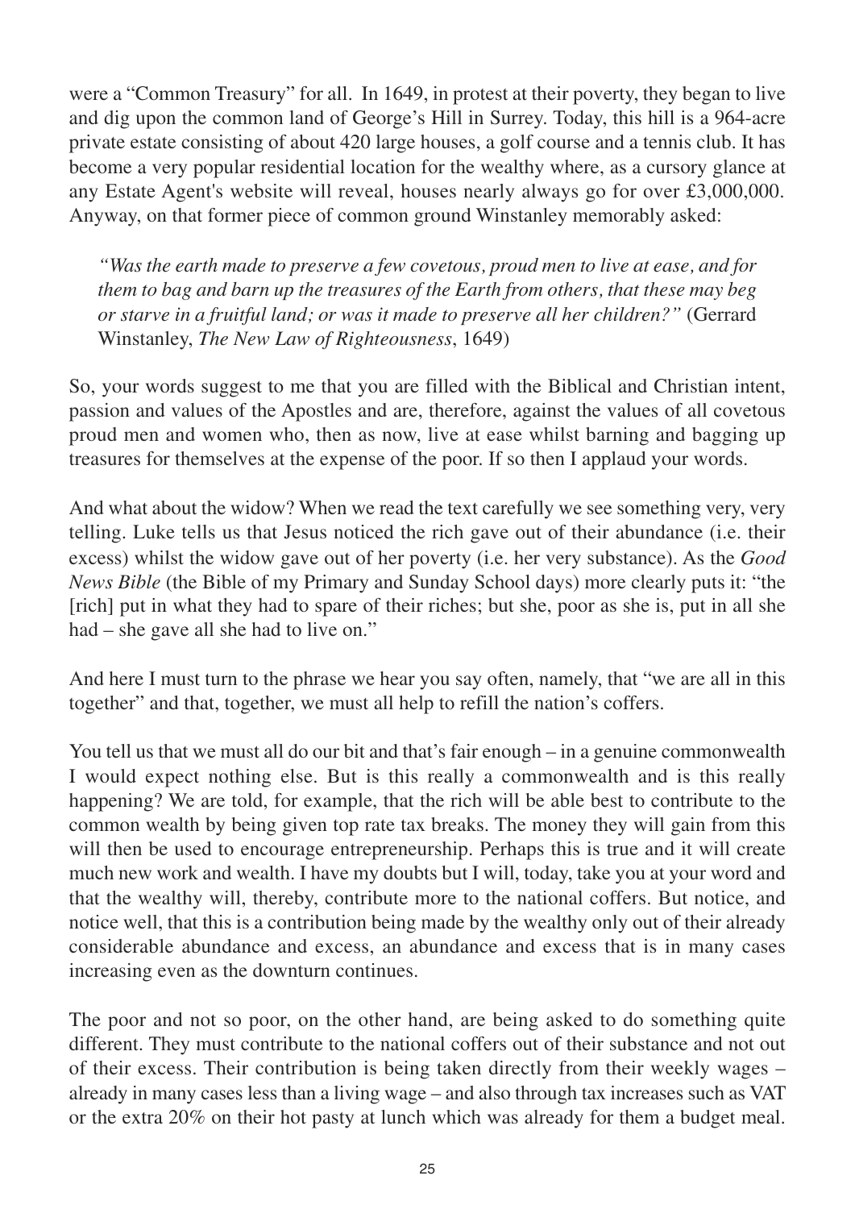were a "Common Treasury" for all. In 1649, in protest at their poverty, they began to live and dig upon the common land of George's Hill in Surrey. Today, this hill is a 964-acre private estate consisting of about 420 large houses, a golf course and a tennis club. It has become a very popular residential location for the wealthy where, as a cursory glance at any Estate Agent's website will reveal, houses nearly always go for over £3,000,000. Anyway, on that former piece of common ground Winstanley memorably asked:

> *"Was the earth made to preserve a few covetous, proud men to live at ease, and for them to bag and barn up the treasures of the Earth from others, that these may beg or starve in a fruitful land; or was it made to preserve all her children?"* (Gerrard Winstanley, *The New Law of Righteousness*, 1649)

So, your words suggest to me that you are filled with the Biblical and Christian intent, passion and values of the Apostles and are, therefore, against the values of all covetous proud men and women who, then as now, live at ease whilst barning and bagging up treasures for themselves at the expense of the poor. If so then I applaud your words.

And what about the widow? When we read the text carefully we see something very, very telling. Luke tells us that Jesus noticed the rich gave out of their abundance (i.e. their excess) whilst the widow gave out of her poverty (i.e. her very substance). As the *Good News Bible* (the Bible of my Primary and Sunday School days) more clearly puts it: "the [rich] put in what they had to spare of their riches; but she, poor as she is, put in all she had – she gave all she had to live on."

And here I must turn to the phrase we hear you say often, namely, that "we are all in this together" and that, together, we must all help to refill the nation's coffers.

You tell us that we must all do our bit and that's fair enough – in a genuine commonwealth I would expect nothing else. But is this really a commonwealth and is this really happening? We are told, for example, that the rich will be able best to contribute to the common wealth by being given top rate tax breaks. The money they will gain from this will then be used to encourage entrepreneurship. Perhaps this is true and it will create much new work and wealth. I have my doubts but I will, today, take you at your word and that the wealthy will, thereby, contribute more to the national coffers. But notice, and notice well, that this is a contribution being made by the wealthy only out of their already considerable abundance and excess, an abundance and excess that is in many cases increasing even as the downturn continues.

The poor and not so poor, on the other hand, are being asked to do something quite different. They must contribute to the national coffers out of their substance and not out of their excess. Their contribution is being taken directly from their weekly wages – already in many cases less than a living wage – and also through tax increases such as VAT or the extra 20% on their hot pasty at lunch which was already for them a budget meal.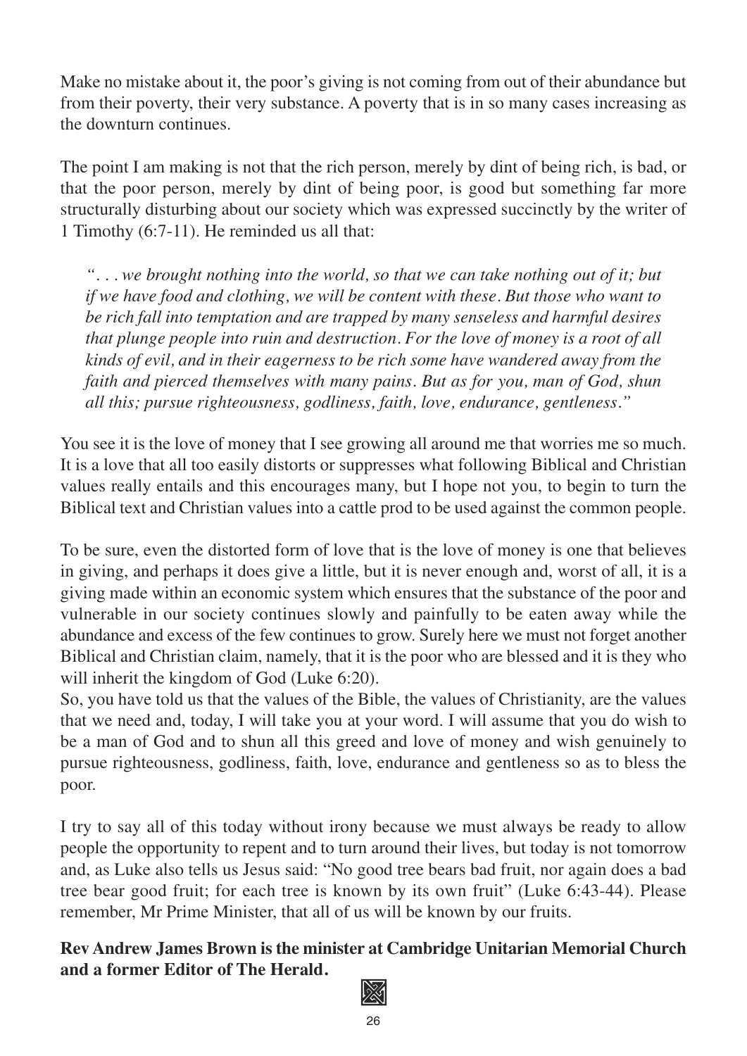Make no mistake about it, the poor's giving is not coming from out of their abundance but from their poverty, their very substance. A poverty that is in so many cases increasing as the downturn continues.

The point I am making is not that the rich person, merely by dint of being rich, is bad, or that the poor person, merely by dint of being poor, is good but something far more structurally disturbing about our society which was expressed succinctly by the writer of 1 Timothy (6:7-11). He reminded us all that:

> *". . . we brought nothing into the world, so that we can take nothing out of it; but if we have food and clothing, we will be content with these. But those who want to be rich fall into temptation and are trapped by many senseless and harmful desires that plunge people into ruin and destruction. For the love of money is a root of all kinds of evil, and in their eagerness to be rich some have wandered away from the faith and pierced themselves with many pains. But as for you, man of God, shun all this; pursue righteousness, godliness, faith, love, endurance, gentleness."*

You see it is the love of money that I see growing all around me that worries me so much. It is a love that all too easily distorts or suppresses what following Biblical and Christian values really entails and this encourages many, but I hope not you, to begin to turn the Biblical text and Christian values into a cattle prod to be used against the common people.

To be sure, even the distorted form of love that is the love of money is one that believes in giving, and perhaps it does give a little, but it is never enough and, worst of all, it is a giving made within an economic system which ensures that the substance of the poor and vulnerable in our society continues slowly and painfully to be eaten away while the abundance and excess of the few continues to grow. Surely here we must not forget another Biblical and Christian claim, namely, that it is the poor who are blessed and it is they who will inherit the kingdom of God (Luke 6:20).

So, you have told us that the values of the Bible, the values of Christianity, are the values that we need and, today, I will take you at your word. I will assume that you do wish to be a man of God and to shun all this greed and love of money and wish genuinely to pursue righteousness, godliness, faith, love, endurance and gentleness so as to bless the poor.

I try to say all of this today without irony because we must always be ready to allow people the opportunity to repent and to turn around their lives, but today is not tomorrow and, as Luke also tells us Jesus said: "No good tree bears bad fruit, nor again does a bad tree bear good fruit; for each tree is known by its own fruit" (Luke 6:43-44). Please remember, Mr Prime Minister, that all of us will be known by our fruits.

**Rev Andrew James Brown is the minister at Cambridge Unitarian Memorial Church and a former Editor of The Herald.**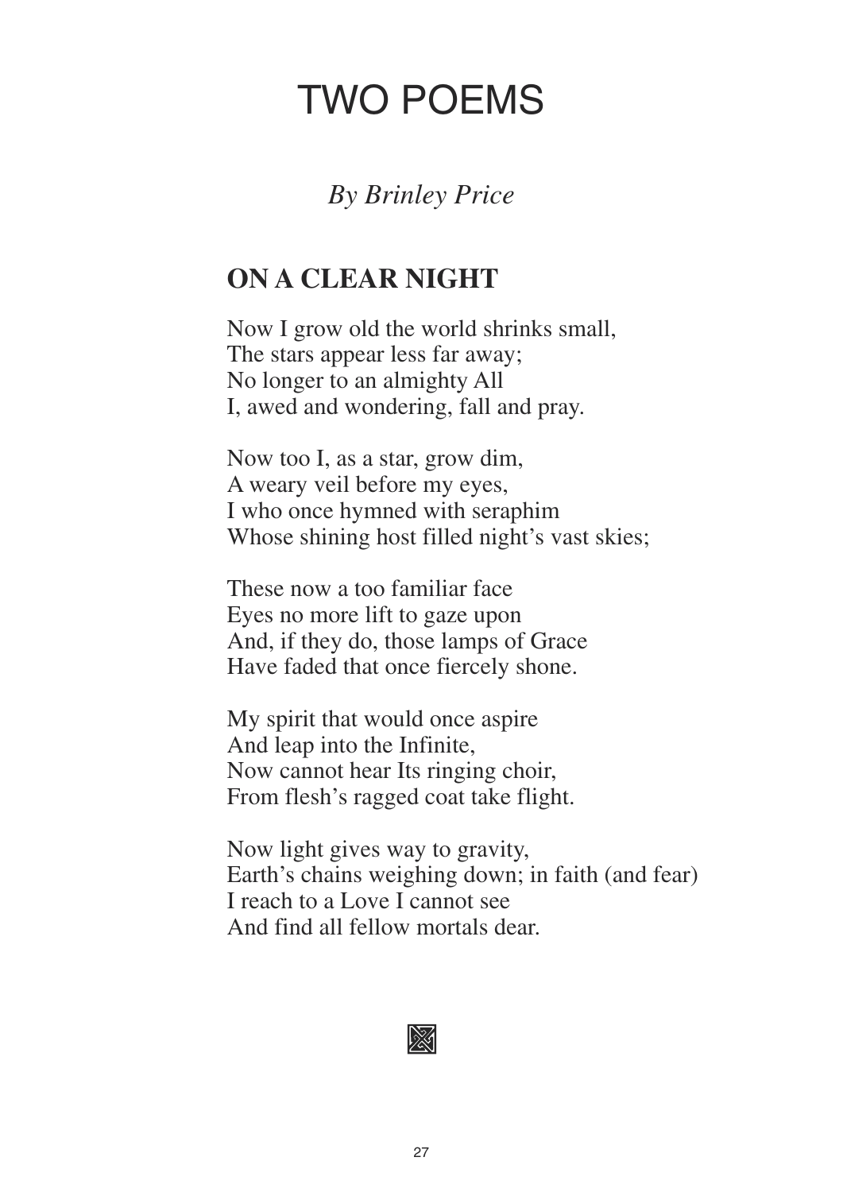# TWO POEMS

*By Brinley Price*

## ON A CLEAR NIGHT

Now I grow old the world shrinks small,  
The stars appear less far away;  
No longer to an almighty All  
I, awed and wondering, fall and pray.

Now too I, as a star, grow dim,  
A weary veil before my eyes,  
I who once hymned with seraphim  
Whose shining host filled night's vast skies;

These now a too familiar face  
Eyes no more lift to gaze upon  
And, if they do, those lamps of Grace  
Have faded that once fiercely shone.

My spirit that would once aspire  
And leap into the Infinite,  
Now cannot hear Its ringing choir,  
From flesh's ragged coat take flight.

Now light gives way to gravity,  
Earth's chains weighing down; in faith (and fear)  
I reach to a Love I cannot see  
And find all fellow mortals dear.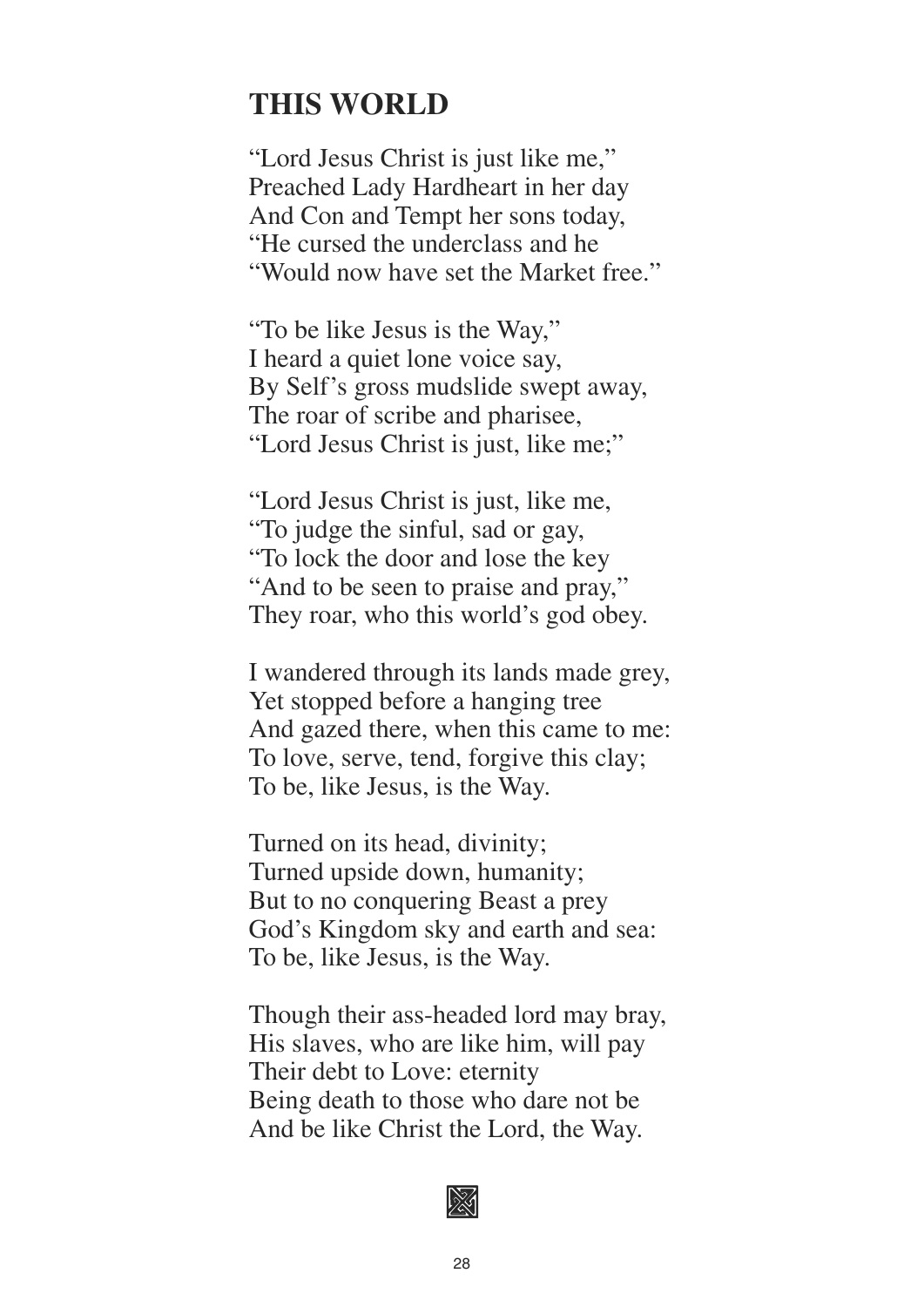## THIS WORLD

"Lord Jesus Christ is just like me,"  
Preached Lady Hardheart in her day  
And Con and Tempt her sons today,  
"He cursed the underclass and he  
"Would now have set the Market free."

"To be like Jesus is the Way,"  
I heard a quiet lone voice say,  
By Self's gross mudslide swept away,  
The roar of scribe and pharisee,  
"Lord Jesus Christ is just, like me;"

"Lord Jesus Christ is just, like me,  
"To judge the sinful, sad or gay,  
"To lock the door and lose the key  
"And to be seen to praise and pray,"  
They roar, who this world's god obey.

I wandered through its lands made grey,  
Yet stopped before a hanging tree  
And gazed there, when this came to me:  
To love, serve, tend, forgive this clay;  
To be, like Jesus, is the Way.

Turned on its head, divinity;  
Turned upside down, humanity;  
But to no conquering Beast a prey  
God's Kingdom sky and earth and sea:  
To be, like Jesus, is the Way.

Though their ass-headed lord may bray,  
His slaves, who are like him, will pay  
Their debt to Love: eternity  
Being death to those who dare not be  
And be like Christ the Lord, the Way.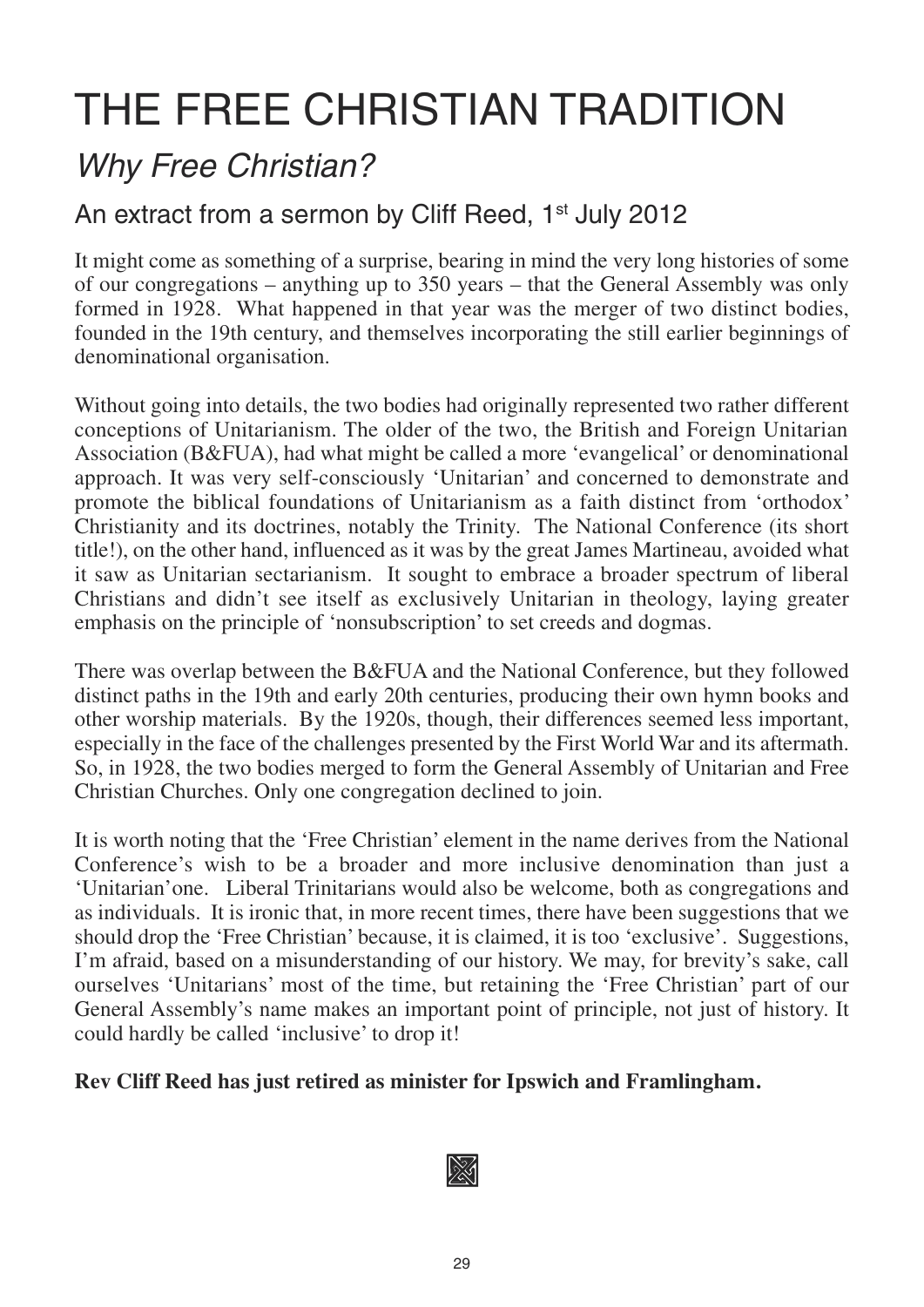# THE FREE CHRISTIAN TRADITION

## *Why Free Christian?*

### An extract from a sermon by Cliff Reed, 1st July 2012

It might come as something of a surprise, bearing in mind the very long histories of some of our congregations – anything up to 350 years – that the General Assembly was only formed in 1928. What happened in that year was the merger of two distinct bodies, founded in the 19th century, and themselves incorporating the still earlier beginnings of denominational organisation.

Without going into details, the two bodies had originally represented two rather different conceptions of Unitarianism. The older of the two, the British and Foreign Unitarian Association (B&FUA), had what might be called a more 'evangelical' or denominational approach. It was very self-consciously 'Unitarian' and concerned to demonstrate and promote the biblical foundations of Unitarianism as a faith distinct from 'orthodox' Christianity and its doctrines, notably the Trinity. The National Conference (its short title!), on the other hand, influenced as it was by the great James Martineau, avoided what it saw as Unitarian sectarianism. It sought to embrace a broader spectrum of liberal Christians and didn't see itself as exclusively Unitarian in theology, laying greater emphasis on the principle of 'nonsubscription' to set creeds and dogmas.

There was overlap between the B&FUA and the National Conference, but they followed distinct paths in the 19th and early 20th centuries, producing their own hymn books and other worship materials. By the 1920s, though, their differences seemed less important, especially in the face of the challenges presented by the First World War and its aftermath. So, in 1928, the two bodies merged to form the General Assembly of Unitarian and Free Christian Churches. Only one congregation declined to join.

It is worth noting that the 'Free Christian' element in the name derives from the National Conference's wish to be a broader and more inclusive denomination than just a 'Unitarian'one. Liberal Trinitarians would also be welcome, both as congregations and as individuals. It is ironic that, in more recent times, there have been suggestions that we should drop the 'Free Christian' because, it is claimed, it is too 'exclusive'. Suggestions, I'm afraid, based on a misunderstanding of our history. We may, for brevity's sake, call ourselves 'Unitarians' most of the time, but retaining the 'Free Christian' part of our General Assembly's name makes an important point of principle, not just of history. It could hardly be called 'inclusive' to drop it!

**Rev Cliff Reed has just retired as minister for Ipswich and Framlingham.**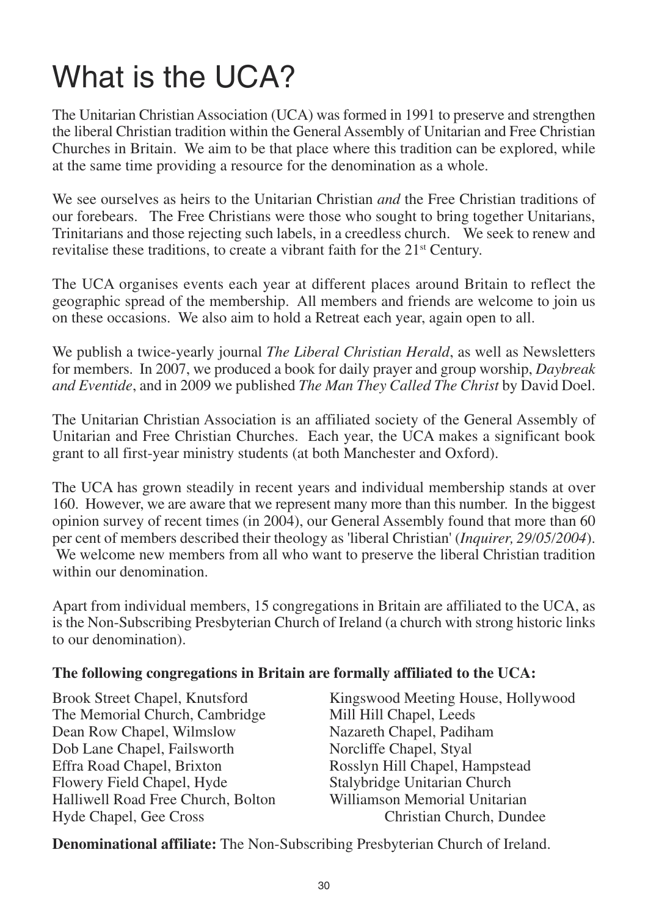# What is the UCA?

The Unitarian Christian Association (UCA) was formed in 1991 to preserve and strengthen the liberal Christian tradition within the General Assembly of Unitarian and Free Christian Churches in Britain. We aim to be that place where this tradition can be explored, while at the same time providing a resource for the denomination as a whole.

We see ourselves as heirs to the Unitarian Christian *and* the Free Christian traditions of our forebears. The Free Christians were those who sought to bring together Unitarians, Trinitarians and those rejecting such labels, in a creedless church. We seek to renew and revitalise these traditions, to create a vibrant faith for the 21st Century.

The UCA organises events each year at different places around Britain to reflect the geographic spread of the membership. All members and friends are welcome to join us on these occasions. We also aim to hold a Retreat each year, again open to all.

We publish a twice-yearly journal *The Liberal Christian Herald*, as well as Newsletters for members. In 2007, we produced a book for daily prayer and group worship, *Daybreak and Eventide*, and in 2009 we published *The Man They Called The Christ* by David Doel.

The Unitarian Christian Association is an affiliated society of the General Assembly of Unitarian and Free Christian Churches. Each year, the UCA makes a significant book grant to all first-year ministry students (at both Manchester and Oxford).

The UCA has grown steadily in recent years and individual membership stands at over 160. However, we are aware that we represent many more than this number. In the biggest opinion survey of recent times (in 2004), our General Assembly found that more than 60 per cent of members described their theology as 'liberal Christian' (*Inquirer, 29/05/2004*). We welcome new members from all who want to preserve the liberal Christian tradition within our denomination.

Apart from individual members, 15 congregations in Britain are affiliated to the UCA, as is the Non-Subscribing Presbyterian Church of Ireland (a church with strong historic links to our denomination).

**The following congregations in Britain are formally affiliated to the UCA:**

Brook Street Chapel, Knutsford
The Memorial Church, Cambridge
Dean Row Chapel, Wilmslow
Dob Lane Chapel, Failsworth
Effra Road Chapel, Brixton
Flowery Field Chapel, Hyde
Halliwell Road Free Church, Bolton
Hyde Chapel, Gee Cross
Kingswood Meeting House, Hollywood
Mill Hill Chapel, Leeds
Nazareth Chapel, Padiham
Norcliffe Chapel, Styal
Rosslyn Hill Chapel, Hampstead
Stalybridge Unitarian Church
Williamson Memorial Unitarian Christian Church, Dundee

**Denominational affiliate:** The Non-Subscribing Presbyterian Church of Ireland.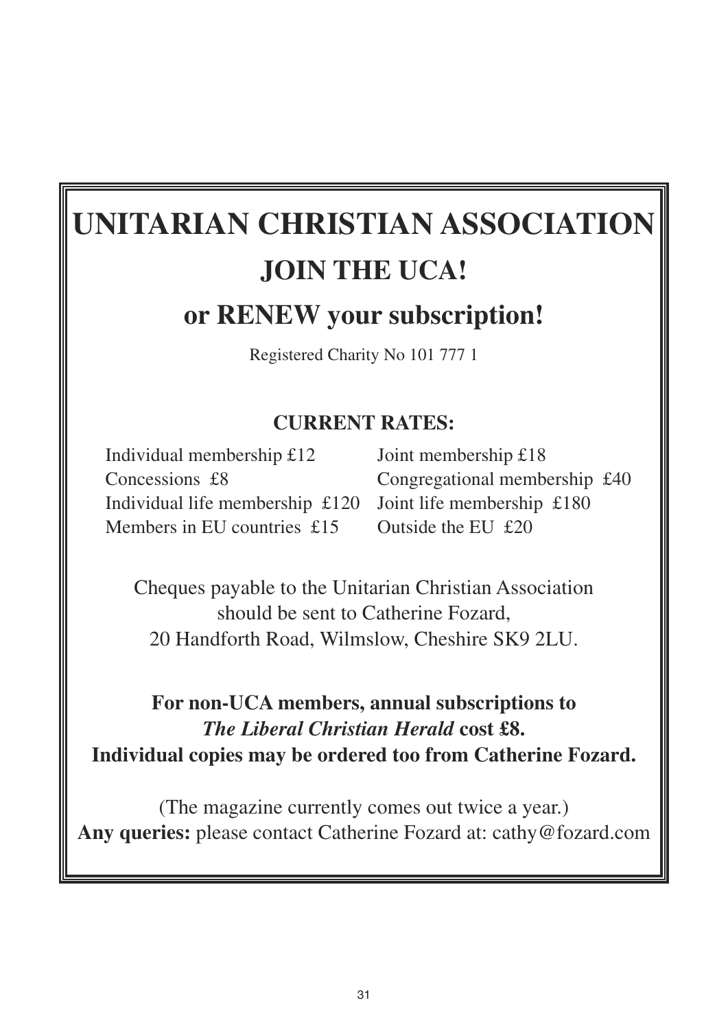# UNITARIAN CHRISTIAN ASSOCIATION

## JOIN THE UCA!

## or RENEW your subscription!

Registered Charity No 101 777 1

**CURRENT RATES:**

Individual membership £12
Joint membership £18
Concessions £8
Congregational membership £40
Individual life membership £120
Joint life membership £180
Members in EU countries £15
Outside the EU £20

Cheques payable to the Unitarian Christian Association should be sent to Catherine Fozard, 20 Handforth Road, Wilmslow, Cheshire SK9 2LU.

**For non-UCA members, annual subscriptions to *The Liberal Christian Herald* cost £8.**
**Individual copies may be ordered too from Catherine Fozard.**

(The magazine currently comes out twice a year.)
**Any queries:** please contact Catherine Fozard at: cathy@fozard.com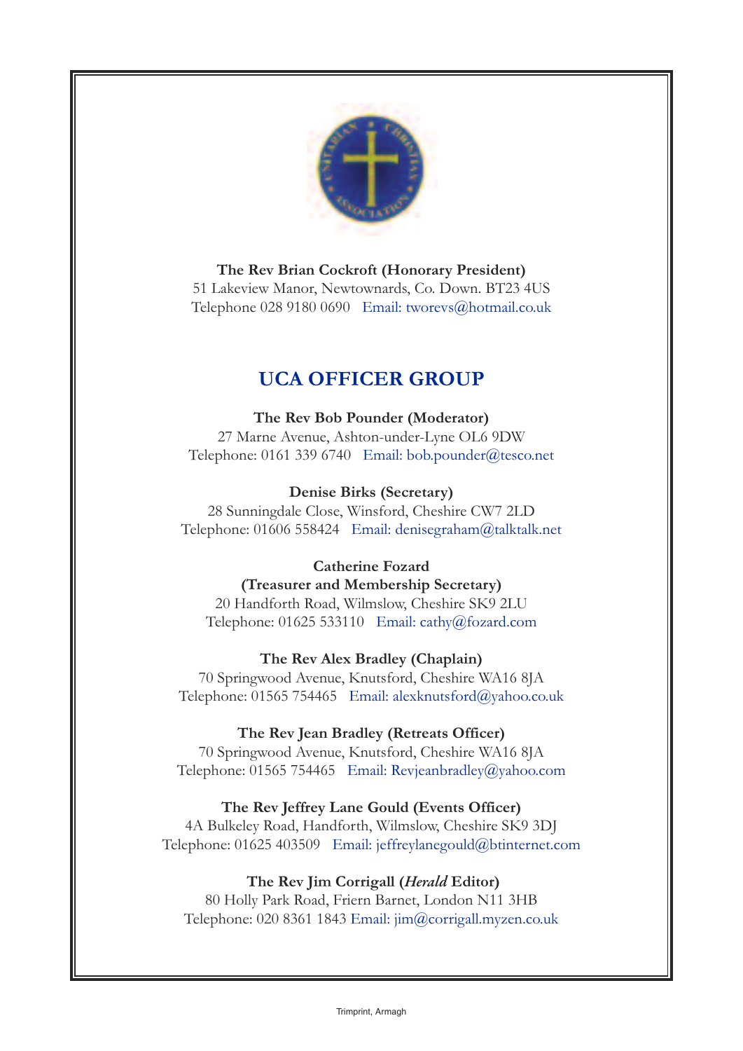**The Rev Brian Cockroft (Honorary President)**
51 Lakeview Manor, Newtownards, Co. Down. BT23 4US
Telephone 028 9180 0690 Email: tworevs@hotmail.co.uk

## UCA OFFICER GROUP

**The Rev Bob Pounder (Moderator)**
27 Marne Avenue, Ashton-under-Lyne OL6 9DW
Telephone: 0161 339 6740 Email: bob.pounder@tesco.net

**Denise Birks (Secretary)**
28 Sunningdale Close, Winsford, Cheshire CW7 2LD
Telephone: 01606 558424 Email: denisegraham@talktalk.net

**Catherine Fozard**
**(Treasurer and Membership Secretary)**
20 Handforth Road, Wilmslow, Cheshire SK9 2LU
Telephone: 01625 533110 Email: cathy@fozard.com

**The Rev Alex Bradley (Chaplain)**
70 Springwood Avenue, Knutsford, Cheshire WA16 8JA
Telephone: 01565 754465 Email: alexknutsford@yahoo.co.uk

**The Rev Jean Bradley (Retreats Officer)**
70 Springwood Avenue, Knutsford, Cheshire WA16 8JA
Telephone: 01565 754465 Email: Revjeanbradley@yahoo.com

**The Rev Jeffrey Lane Gould (Events Officer)**
4A Bulkeley Road, Handforth, Wilmslow, Cheshire SK9 3DJ
Telephone: 01625 403509 Email: jeffreylanegould@btinternet.com

**The Rev Jim Corrigall (*Herald* Editor)**
80 Holly Park Road, Friern Barnet, London N11 3HB
Telephone: 020 8361 1843 Email: jim@corrigall.myzen.co.uk

Trimprint, Armagh